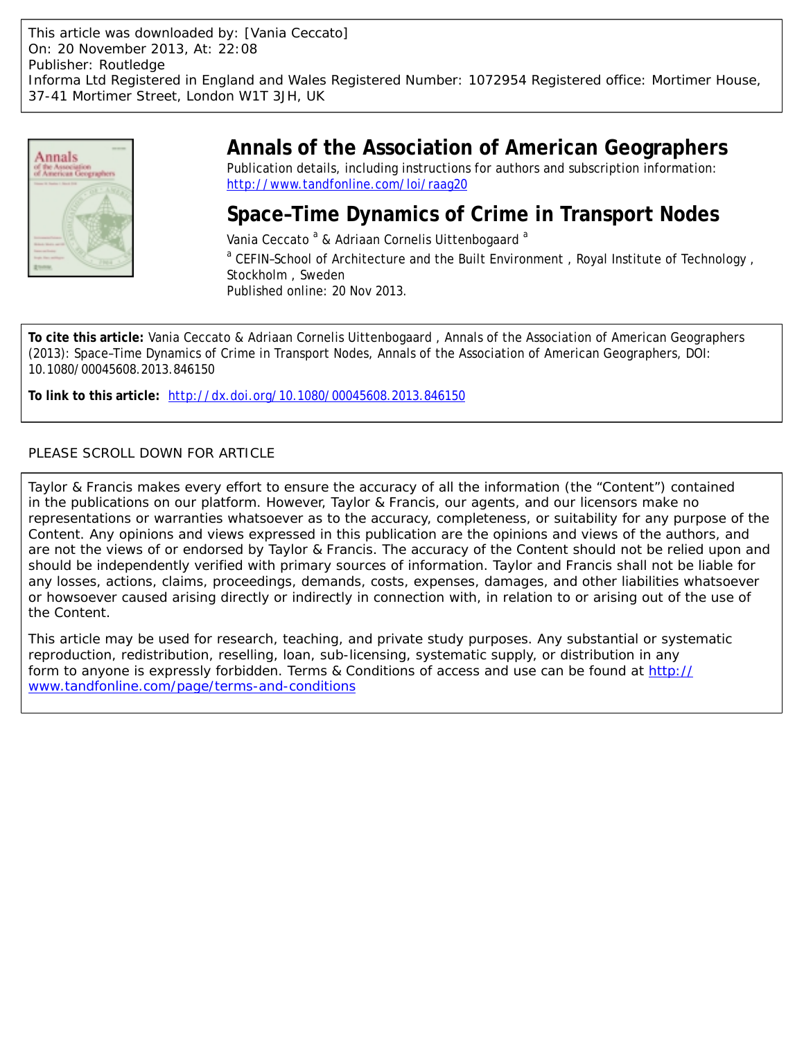This article was downloaded by: [Vania Ceccato]
On: 20 November 2013, At: 22:08
Publisher: Routledge
Informa Ltd Registered in England and Wales Registered Number: 1072954 Registered office: Mortimer House, 37-41 Mortimer Street, London W1T 3JH, UK

# Annals of the Association of American Geographers

Publication details, including instructions for authors and subscription information:
http://www.tandfonline.com/loi/raag20

## Space–Time Dynamics of Crime in Transport Nodes

Vania Ceccato [a] & Adriaan Cornelis Uittenbogaard [a]

[a] CEFIN–School of Architecture and the Built Environment , Royal Institute of Technology , Stockholm , Sweden

Published online: 20 Nov 2013.

**To cite this article:** Vania Ceccato & Adriaan Cornelis Uittenbogaard , Annals of the Association of American Geographers (2013): Space–Time Dynamics of Crime in Transport Nodes, Annals of the Association of American Geographers, DOI: 10.1080/00045608.2013.846150

**To link to this article:** http://dx.doi.org/10.1080/00045608.2013.846150

PLEASE SCROLL DOWN FOR ARTICLE

Taylor & Francis makes every effort to ensure the accuracy of all the information (the "Content") contained in the publications on our platform. However, Taylor & Francis, our agents, and our licensors make no representations or warranties whatsoever as to the accuracy, completeness, or suitability for any purpose of the Content. Any opinions and views expressed in this publication are the opinions and views of the authors, and are not the views of or endorsed by Taylor & Francis. The accuracy of the Content should not be relied upon and should be independently verified with primary sources of information. Taylor and Francis shall not be liable for any losses, actions, claims, proceedings, demands, costs, expenses, damages, and other liabilities whatsoever or howsoever caused arising directly or indirectly in connection with, in relation to or arising out of the use of the Content.

This article may be used for research, teaching, and private study purposes. Any substantial or systematic reproduction, redistribution, reselling, loan, sub-licensing, systematic supply, or distribution in any form to anyone is expressly forbidden. Terms & Conditions of access and use can be found at http://www.tandfonline.com/page/terms-and-conditions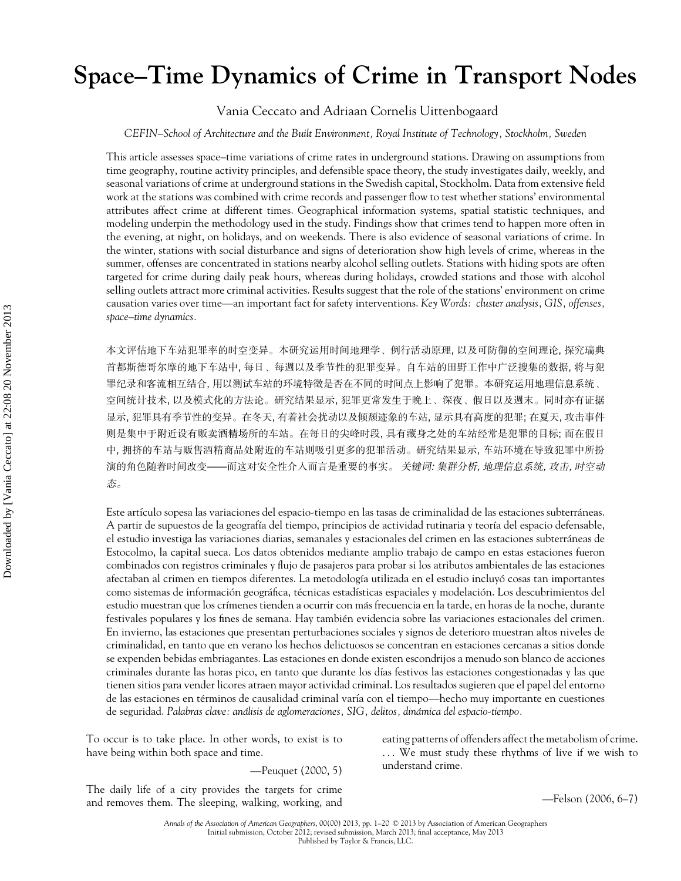# Space–Time Dynamics of Crime in Transport Nodes

Vania Ceccato and Adriaan Cornelis Uittenbogaard

*CEFIN–School of Architecture and the Built Environment, Royal Institute of Technology, Stockholm, Sweden*

This article assesses space–time variations of crime rates in underground stations. Drawing on assumptions from time geography, routine activity principles, and defensible space theory, the study investigates daily, weekly, and seasonal variations of crime at underground stations in the Swedish capital, Stockholm. Data from extensive field work at the stations was combined with crime records and passenger flow to test whether stations' environmental attributes affect crime at different times. Geographical information systems, spatial statistic techniques, and modeling underpin the methodology used in the study. Findings show that crimes tend to happen more often in the evening, at night, on holidays, and on weekends. There is also evidence of seasonal variations of crime. In the winter, stations with social disturbance and signs of deterioration show high levels of crime, whereas in the summer, offenses are concentrated in stations nearby alcohol selling outlets. Stations with hiding spots are often targeted for crime during daily peak hours, whereas during holidays, crowded stations and those with alcohol selling outlets attract more criminal activities. Results suggest that the role of the stations' environment on crime causation varies over time—an important fact for safety interventions. *Key Words: cluster analysis, GIS, offenses, space–time dynamics.*

本文评估地下车站犯罪率的时空变异。本研究运用时间地理学、例行活动原理, 以及可防御的空间理论, 探究瑞典首都斯德哥尔摩的地下车站中, 每日、每週以及季节性的犯罪变异。自车站的田野工作中广泛搜集的数据, 将与犯罪纪录和客流相互结合, 用以测试车站的环境特徵是否在不同的时间点上影响了犯罪。本研究运用地理信息系统、空间统计技术, 以及模式化的方法论。研究结果显示, 犯罪更常发生于晚上、深夜、假日以及週末。同时亦有证据显示, 犯罪具有季节性的变异。在冬天, 有着社会扰动以及倾颓迹象的车站, 显示具有高度的犯罪; 在夏天, 攻击事件则是集中于附近设有贩卖酒精场所的车站。在每日的尖峰时段, 具有藏身之处的车站经常是犯罪的目标; 而在假日中, 拥挤的车站与贩售酒精商品处附近的车站则吸引更多的犯罪活动。研究结果显示, 车站环境在导致犯罪中所扮演的角色随着时间改变——而这对安全性介入而言是重要的事实。*关键词: 集群分析, 地理信息系统, 攻击, 时空动态。*

Este artículo sopesa las variaciones del espacio-tiempo en las tasas de criminalidad de las estaciones subterráneas. A partir de supuestos de la geografía del tiempo, principios de actividad rutinaria y teoría del espacio defensable, el estudio investiga las variaciones diarias, semanales y estacionales del crimen en las estaciones subterráneas de Estocolmo, la capital sueca. Los datos obtenidos mediante amplio trabajo de campo en estas estaciones fueron combinados con registros criminales y flujo de pasajeros para probar si los atributos ambientales de las estaciones afectaban al crimen en tiempos diferentes. La metodología utilizada en el estudio incluyó cosas tan importantes como sistemas de información geográfica, técnicas estadísticas espaciales y modelación. Los descubrimientos del estudio muestran que los crímenes tienden a ocurrir con más frecuencia en la tarde, en horas de la noche, durante festivales populares y los fines de semana. Hay también evidencia sobre las variaciones estacionales del crimen. En invierno, las estaciones que presentan perturbaciones sociales y signos de deterioro muestran altos niveles de criminalidad, en tanto que en verano los hechos delictuosos se concentran en estaciones cercanas a sitios donde se expenden bebidas embriagantes. Las estaciones en donde existen escondrijos a menudo son blanco de acciones criminales durante las horas pico, en tanto que durante los días festivos las estaciones congestionadas y las que tienen sitios para vender licores atraen mayor actividad criminal. Los resultados sugieren que el papel del entorno de las estaciones en términos de causalidad criminal varía con el tiempo—hecho muy importante en cuestiones de seguridad. *Palabras clave: análisis de aglomeraciones, SIG, delitos, dinámica del espacio-tiempo.*

To occur is to take place. In other words, to exist is to have being within both space and time.

—Peuquet (2000, 5)

The daily life of a city provides the targets for crime and removes them. The sleeping, walking, working, and eating patterns of offenders affect the metabolism of crime. . . . We must study these rhythms of live if we wish to understand crime.

—Felson (2006, 6–7)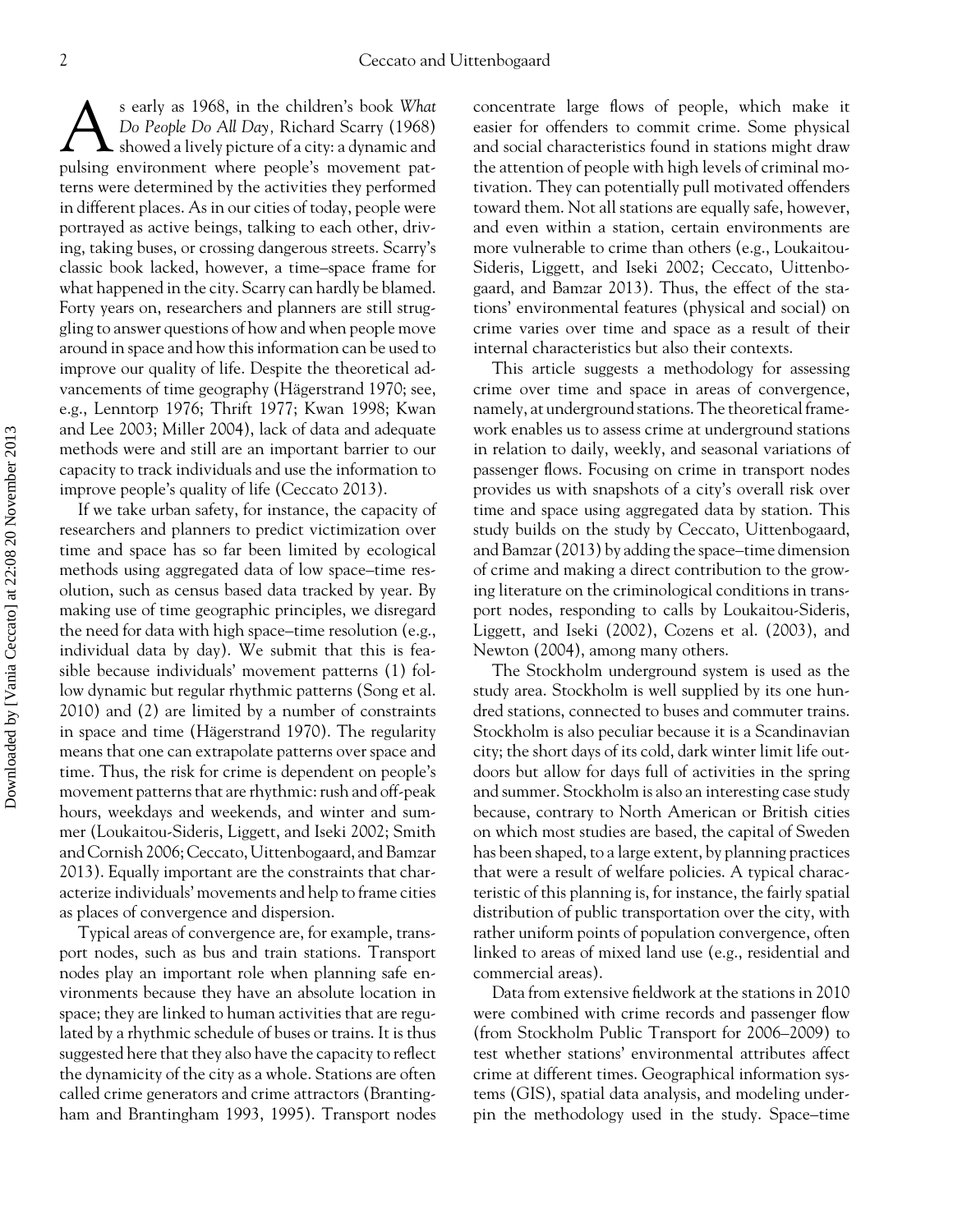As early as 1968, in the children's book *What Do People Do All Day,* Richard Scarry (1968) showed a lively picture of a city: a dynamic and pulsing environment where people's movement patterns were determined by the activities they performed in different places. As in our cities of today, people were portrayed as active beings, talking to each other, driving, taking buses, or crossing dangerous streets. Scarry's classic book lacked, however, a time–space frame for what happened in the city. Scarry can hardly be blamed. Forty years on, researchers and planners are still struggling to answer questions of how and when people move around in space and how this information can be used to improve our quality of life. Despite the theoretical advancements of time geography (Hägerstrand 1970; see, e.g., Lenntorp 1976; Thrift 1977; Kwan 1998; Kwan and Lee 2003; Miller 2004), lack of data and adequate methods were and still are an important barrier to our capacity to track individuals and use the information to improve people's quality of life (Ceccato 2013).

If we take urban safety, for instance, the capacity of researchers and planners to predict victimization over time and space has so far been limited by ecological methods using aggregated data of low space–time resolution, such as census based data tracked by year. By making use of time geographic principles, we disregard the need for data with high space–time resolution (e.g., individual data by day). We submit that this is feasible because individuals' movement patterns (1) follow dynamic but regular rhythmic patterns (Song et al. 2010) and (2) are limited by a number of constraints in space and time (Hägerstrand 1970). The regularity means that one can extrapolate patterns over space and time. Thus, the risk for crime is dependent on people's movement patterns that are rhythmic: rush and off-peak hours, weekdays and weekends, and winter and summer (Loukaitou-Sideris, Liggett, and Iseki 2002; Smith and Cornish 2006; Ceccato, Uittenbogaard, and Bamzar 2013). Equally important are the constraints that characterize individuals' movements and help to frame cities as places of convergence and dispersion.

Typical areas of convergence are, for example, transport nodes, such as bus and train stations. Transport nodes play an important role when planning safe environments because they have an absolute location in space; they are linked to human activities that are regulated by a rhythmic schedule of buses or trains. It is thus suggested here that they also have the capacity to reflect the dynamicity of the city as a whole. Stations are often called crime generators and crime attractors (Brantingham and Brantingham 1993, 1995). Transport nodes concentrate large flows of people, which make it easier for offenders to commit crime. Some physical and social characteristics found in stations might draw the attention of people with high levels of criminal motivation. They can potentially pull motivated offenders toward them. Not all stations are equally safe, however, and even within a station, certain environments are more vulnerable to crime than others (e.g., Loukaitou-Sideris, Liggett, and Iseki 2002; Ceccato, Uittenbogaard, and Bamzar 2013). Thus, the effect of the stations' environmental features (physical and social) on crime varies over time and space as a result of their internal characteristics but also their contexts.

This article suggests a methodology for assessing crime over time and space in areas of convergence, namely, at underground stations. The theoretical framework enables us to assess crime at underground stations in relation to daily, weekly, and seasonal variations of passenger flows. Focusing on crime in transport nodes provides us with snapshots of a city's overall risk over time and space using aggregated data by station. This study builds on the study by Ceccato, Uittenbogaard, and Bamzar (2013) by adding the space–time dimension of crime and making a direct contribution to the growing literature on the criminological conditions in transport nodes, responding to calls by Loukaitou-Sideris, Liggett, and Iseki (2002), Cozens et al. (2003), and Newton (2004), among many others.

The Stockholm underground system is used as the study area. Stockholm is well supplied by its one hundred stations, connected to buses and commuter trains. Stockholm is also peculiar because it is a Scandinavian city; the short days of its cold, dark winter limit life outdoors but allow for days full of activities in the spring and summer. Stockholm is also an interesting case study because, contrary to North American or British cities on which most studies are based, the capital of Sweden has been shaped, to a large extent, by planning practices that were a result of welfare policies. A typical characteristic of this planning is, for instance, the fairly spatial distribution of public transportation over the city, with rather uniform points of population convergence, often linked to areas of mixed land use (e.g., residential and commercial areas).

Data from extensive fieldwork at the stations in 2010 were combined with crime records and passenger flow (from Stockholm Public Transport for 2006–2009) to test whether stations' environmental attributes affect crime at different times. Geographical information systems (GIS), spatial data analysis, and modeling underpin the methodology used in the study. Space–time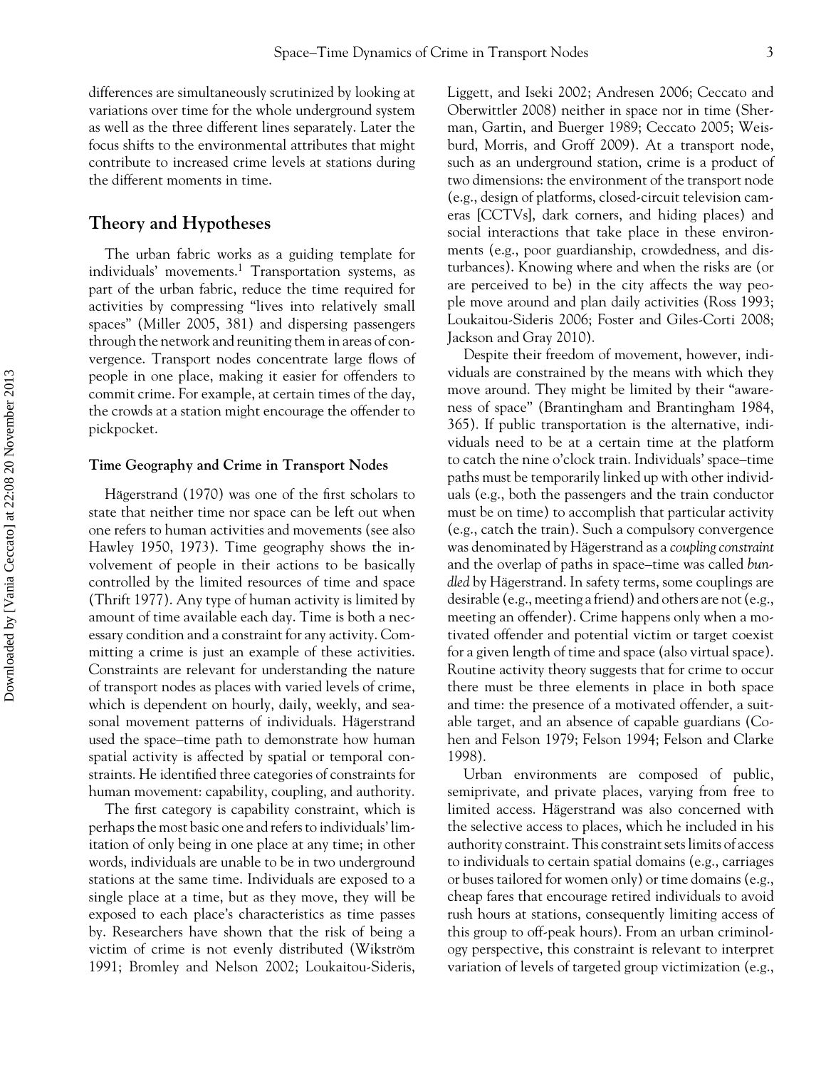differences are simultaneously scrutinized by looking at variations over time for the whole underground system as well as the three different lines separately. Later the focus shifts to the environmental attributes that might contribute to increased crime levels at stations during the different moments in time.

## Theory and Hypotheses

The urban fabric works as a guiding template for individuals' movements.[1] Transportation systems, as part of the urban fabric, reduce the time required for activities by compressing "lives into relatively small spaces" (Miller 2005, 381) and dispersing passengers through the network and reuniting them in areas of convergence. Transport nodes concentrate large flows of people in one place, making it easier for offenders to commit crime. For example, at certain times of the day, the crowds at a station might encourage the offender to pickpocket.

### Time Geography and Crime in Transport Nodes

Hägerstrand (1970) was one of the first scholars to state that neither time nor space can be left out when one refers to human activities and movements (see also Hawley 1950, 1973). Time geography shows the involvement of people in their actions to be basically controlled by the limited resources of time and space (Thrift 1977). Any type of human activity is limited by amount of time available each day. Time is both a necessary condition and a constraint for any activity. Committing a crime is just an example of these activities. Constraints are relevant for understanding the nature of transport nodes as places with varied levels of crime, which is dependent on hourly, daily, weekly, and seasonal movement patterns of individuals. Hägerstrand used the space–time path to demonstrate how human spatial activity is affected by spatial or temporal constraints. He identified three categories of constraints for human movement: capability, coupling, and authority.

The first category is capability constraint, which is perhaps the most basic one and refers to individuals' limitation of only being in one place at any time; in other words, individuals are unable to be in two underground stations at the same time. Individuals are exposed to a single place at a time, but as they move, they will be exposed to each place's characteristics as time passes by. Researchers have shown that the risk of being a victim of crime is not evenly distributed (Wikström 1991; Bromley and Nelson 2002; Loukaitou-Sideris, Liggett, and Iseki 2002; Andresen 2006; Ceccato and Oberwittler 2008) neither in space nor in time (Sherman, Gartin, and Buerger 1989; Ceccato 2005; Weisburd, Morris, and Groff 2009). At a transport node, such as an underground station, crime is a product of two dimensions: the environment of the transport node (e.g., design of platforms, closed-circuit television cameras [CCTVs], dark corners, and hiding places) and social interactions that take place in these environments (e.g., poor guardianship, crowdedness, and disturbances). Knowing where and when the risks are (or are perceived to be) in the city affects the way people move around and plan daily activities (Ross 1993; Loukaitou-Sideris 2006; Foster and Giles-Corti 2008; Jackson and Gray 2010).

Despite their freedom of movement, however, individuals are constrained by the means with which they move around. They might be limited by their "awareness of space" (Brantingham and Brantingham 1984, 365). If public transportation is the alternative, individuals need to be at a certain time at the platform to catch the nine o'clock train. Individuals' space–time paths must be temporarily linked up with other individuals (e.g., both the passengers and the train conductor must be on time) to accomplish that particular activity (e.g., catch the train). Such a compulsory convergence was denominated by Hägerstrand as a *coupling constraint* and the overlap of paths in space–time was called *bundled* by Hägerstrand. In safety terms, some couplings are desirable (e.g., meeting a friend) and others are not (e.g., meeting an offender). Crime happens only when a motivated offender and potential victim or target coexist for a given length of time and space (also virtual space). Routine activity theory suggests that for crime to occur there must be three elements in place in both space and time: the presence of a motivated offender, a suitable target, and an absence of capable guardians (Cohen and Felson 1979; Felson 1994; Felson and Clarke 1998).

Urban environments are composed of public, semiprivate, and private places, varying from free to limited access. Hägerstrand was also concerned with the selective access to places, which he included in his authority constraint. This constraint sets limits of access to individuals to certain spatial domains (e.g., carriages or buses tailored for women only) or time domains (e.g., cheap fares that encourage retired individuals to avoid rush hours at stations, consequently limiting access of this group to off-peak hours). From an urban criminology perspective, this constraint is relevant to interpret variation of levels of targeted group victimization (e.g.,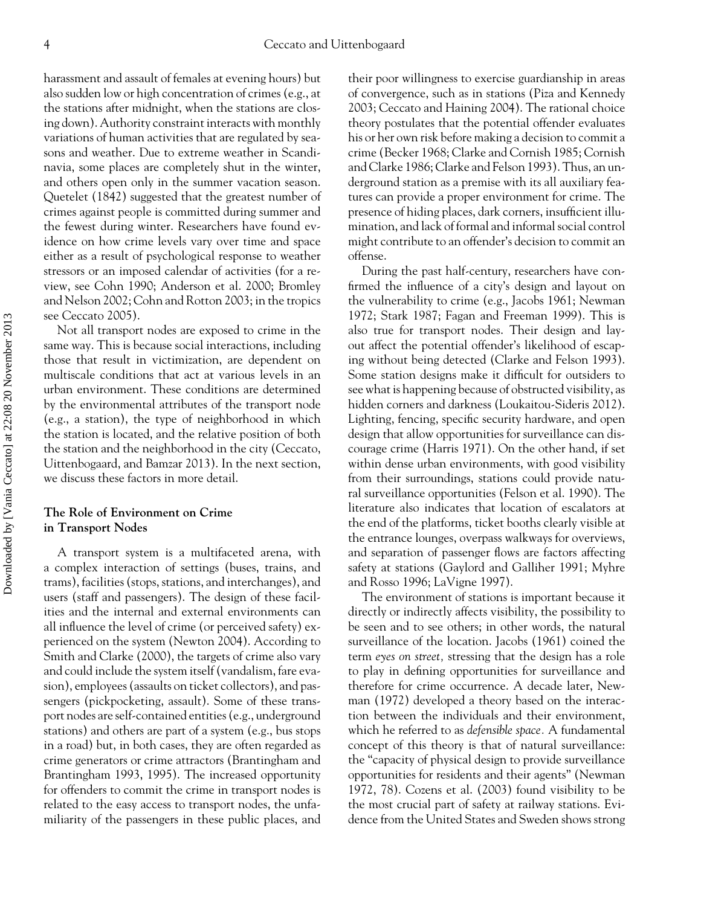harassment and assault of females at evening hours) but also sudden low or high concentration of crimes (e.g., at the stations after midnight, when the stations are closing down). Authority constraint interacts with monthly variations of human activities that are regulated by seasons and weather. Due to extreme weather in Scandinavia, some places are completely shut in the winter, and others open only in the summer vacation season. Quetelet (1842) suggested that the greatest number of crimes against people is committed during summer and the fewest during winter. Researchers have found evidence on how crime levels vary over time and space either as a result of psychological response to weather stressors or an imposed calendar of activities (for a review, see Cohn 1990; Anderson et al. 2000; Bromley and Nelson 2002; Cohn and Rotton 2003; in the tropics see Ceccato 2005).

Not all transport nodes are exposed to crime in the same way. This is because social interactions, including those that result in victimization, are dependent on multiscale conditions that act at various levels in an urban environment. These conditions are determined by the environmental attributes of the transport node (e.g., a station), the type of neighborhood in which the station is located, and the relative position of both the station and the neighborhood in the city (Ceccato, Uittenbogaard, and Bamzar 2013). In the next section, we discuss these factors in more detail.

## The Role of Environment on Crime in Transport Nodes

A transport system is a multifaceted arena, with a complex interaction of settings (buses, trains, and trams), facilities (stops, stations, and interchanges), and users (staff and passengers). The design of these facilities and the internal and external environments can all influence the level of crime (or perceived safety) experienced on the system (Newton 2004). According to Smith and Clarke (2000), the targets of crime also vary and could include the system itself (vandalism, fare evasion), employees (assaults on ticket collectors), and passengers (pickpocketing, assault). Some of these transport nodes are self-contained entities (e.g., underground stations) and others are part of a system (e.g., bus stops in a road) but, in both cases, they are often regarded as crime generators or crime attractors (Brantingham and Brantingham 1993, 1995). The increased opportunity for offenders to commit the crime in transport nodes is related to the easy access to transport nodes, the unfamiliarity of the passengers in these public places, and their poor willingness to exercise guardianship in areas of convergence, such as in stations (Piza and Kennedy 2003; Ceccato and Haining 2004). The rational choice theory postulates that the potential offender evaluates his or her own risk before making a decision to commit a crime (Becker 1968; Clarke and Cornish 1985; Cornish and Clarke 1986; Clarke and Felson 1993). Thus, an underground station as a premise with its all auxiliary features can provide a proper environment for crime. The presence of hiding places, dark corners, insufficient illumination, and lack of formal and informal social control might contribute to an offender's decision to commit an offense.

During the past half-century, researchers have confirmed the influence of a city's design and layout on the vulnerability to crime (e.g., Jacobs 1961; Newman 1972; Stark 1987; Fagan and Freeman 1999). This is also true for transport nodes. Their design and layout affect the potential offender's likelihood of escaping without being detected (Clarke and Felson 1993). Some station designs make it difficult for outsiders to see what is happening because of obstructed visibility, as hidden corners and darkness (Loukaitou-Sideris 2012). Lighting, fencing, specific security hardware, and open design that allow opportunities for surveillance can discourage crime (Harris 1971). On the other hand, if set within dense urban environments, with good visibility from their surroundings, stations could provide natural surveillance opportunities (Felson et al. 1990). The literature also indicates that location of escalators at the end of the platforms, ticket booths clearly visible at the entrance lounges, overpass walkways for overviews, and separation of passenger flows are factors affecting safety at stations (Gaylord and Galliher 1991; Myhre and Rosso 1996; LaVigne 1997).

The environment of stations is important because it directly or indirectly affects visibility, the possibility to be seen and to see others; in other words, the natural surveillance of the location. Jacobs (1961) coined the term *eyes on street,* stressing that the design has a role to play in defining opportunities for surveillance and therefore for crime occurrence. A decade later, Newman (1972) developed a theory based on the interaction between the individuals and their environment, which he referred to as *defensible space*. A fundamental concept of this theory is that of natural surveillance: the "capacity of physical design to provide surveillance opportunities for residents and their agents" (Newman 1972, 78). Cozens et al. (2003) found visibility to be the most crucial part of safety at railway stations. Evidence from the United States and Sweden shows strong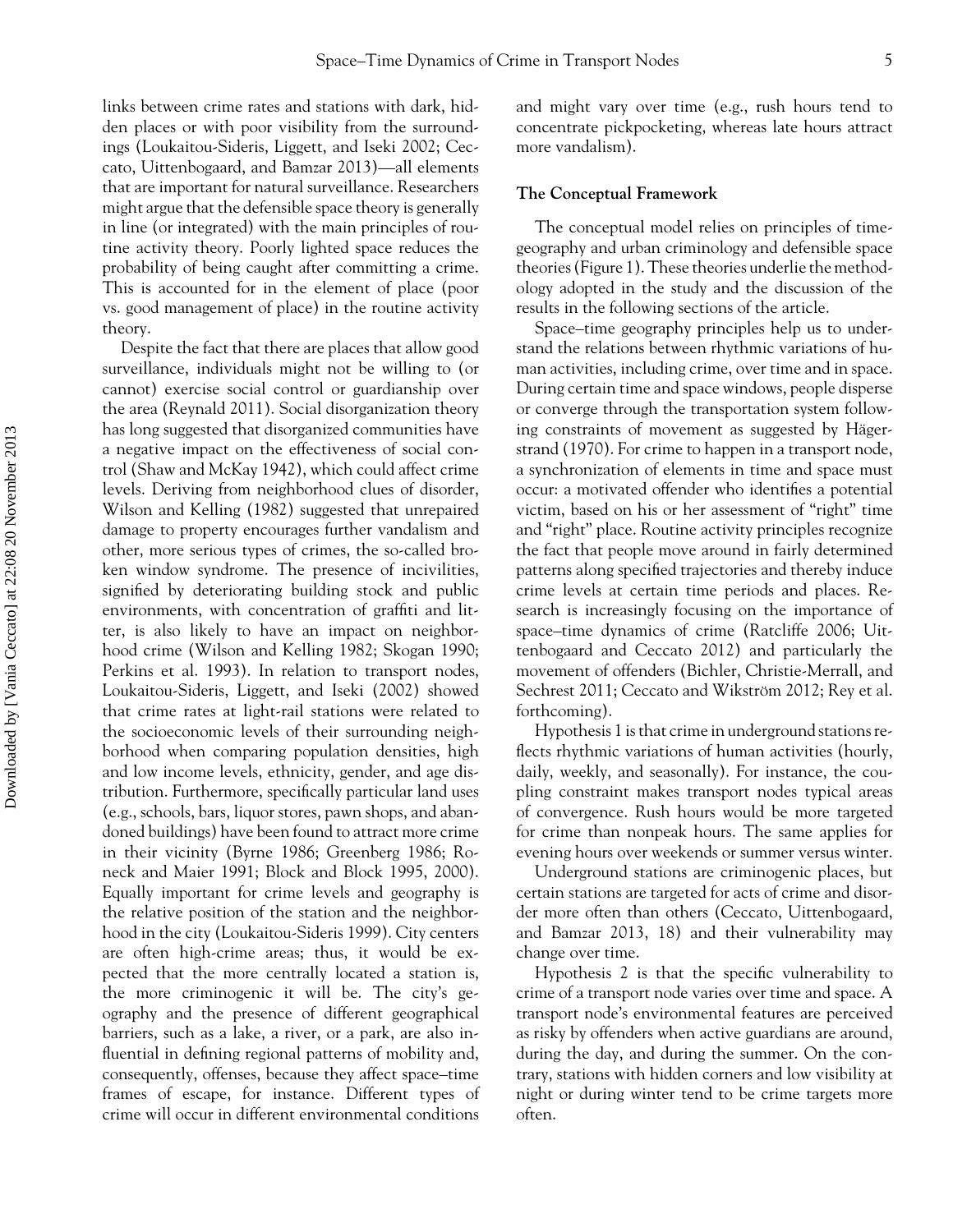links between crime rates and stations with dark, hidden places or with poor visibility from the surroundings (Loukaitou-Sideris, Liggett, and Iseki 2002; Ceccato, Uittenbogaard, and Bamzar 2013)—all elements that are important for natural surveillance. Researchers might argue that the defensible space theory is generally in line (or integrated) with the main principles of routine activity theory. Poorly lighted space reduces the probability of being caught after committing a crime. This is accounted for in the element of place (poor vs. good management of place) in the routine activity theory.

Despite the fact that there are places that allow good surveillance, individuals might not be willing to (or cannot) exercise social control or guardianship over the area (Reynald 2011). Social disorganization theory has long suggested that disorganized communities have a negative impact on the effectiveness of social control (Shaw and McKay 1942), which could affect crime levels. Deriving from neighborhood clues of disorder, Wilson and Kelling (1982) suggested that unrepaired damage to property encourages further vandalism and other, more serious types of crimes, the so-called broken window syndrome. The presence of incivilities, signified by deteriorating building stock and public environments, with concentration of graffiti and litter, is also likely to have an impact on neighborhood crime (Wilson and Kelling 1982; Skogan 1990; Perkins et al. 1993). In relation to transport nodes, Loukaitou-Sideris, Liggett, and Iseki (2002) showed that crime rates at light-rail stations were related to the socioeconomic levels of their surrounding neighborhood when comparing population densities, high and low income levels, ethnicity, gender, and age distribution. Furthermore, specifically particular land uses (e.g., schools, bars, liquor stores, pawn shops, and abandoned buildings) have been found to attract more crime in their vicinity (Byrne 1986; Greenberg 1986; Roneck and Maier 1991; Block and Block 1995, 2000). Equally important for crime levels and geography is the relative position of the station and the neighborhood in the city (Loukaitou-Sideris 1999). City centers are often high-crime areas; thus, it would be expected that the more centrally located a station is, the more criminogenic it will be. The city's geography and the presence of different geographical barriers, such as a lake, a river, or a park, are also influential in defining regional patterns of mobility and, consequently, offenses, because they affect space–time frames of escape, for instance. Different types of crime will occur in different environmental conditions and might vary over time (e.g., rush hours tend to concentrate pickpocketing, whereas late hours attract more vandalism).

## The Conceptual Framework

The conceptual model relies on principles of time-geography and urban criminology and defensible space theories (Figure 1). These theories underlie the methodology adopted in the study and the discussion of the results in the following sections of the article.

Space–time geography principles help us to understand the relations between rhythmic variations of human activities, including crime, over time and in space. During certain time and space windows, people disperse or converge through the transportation system following constraints of movement as suggested by Hägerstrand (1970). For crime to happen in a transport node, a synchronization of elements in time and space must occur: a motivated offender who identifies a potential victim, based on his or her assessment of "right" time and "right" place. Routine activity principles recognize the fact that people move around in fairly determined patterns along specified trajectories and thereby induce crime levels at certain time periods and places. Research is increasingly focusing on the importance of space–time dynamics of crime (Ratcliffe 2006; Uittenbogaard and Ceccato 2012) and particularly the movement of offenders (Bichler, Christie-Merrall, and Sechrest 2011; Ceccato and Wikström 2012; Rey et al. forthcoming).

Hypothesis 1 is that crime in underground stations reflects rhythmic variations of human activities (hourly, daily, weekly, and seasonally). For instance, the coupling constraint makes transport nodes typical areas of convergence. Rush hours would be more targeted for crime than nonpeak hours. The same applies for evening hours over weekends or summer versus winter.

Underground stations are criminogenic places, but certain stations are targeted for acts of crime and disorder more often than others (Ceccato, Uittenbogaard, and Bamzar 2013, 18) and their vulnerability may change over time.

Hypothesis 2 is that the specific vulnerability to crime of a transport node varies over time and space. A transport node's environmental features are perceived as risky by offenders when active guardians are around, during the day, and during the summer. On the contrary, stations with hidden corners and low visibility at night or during winter tend to be crime targets more often.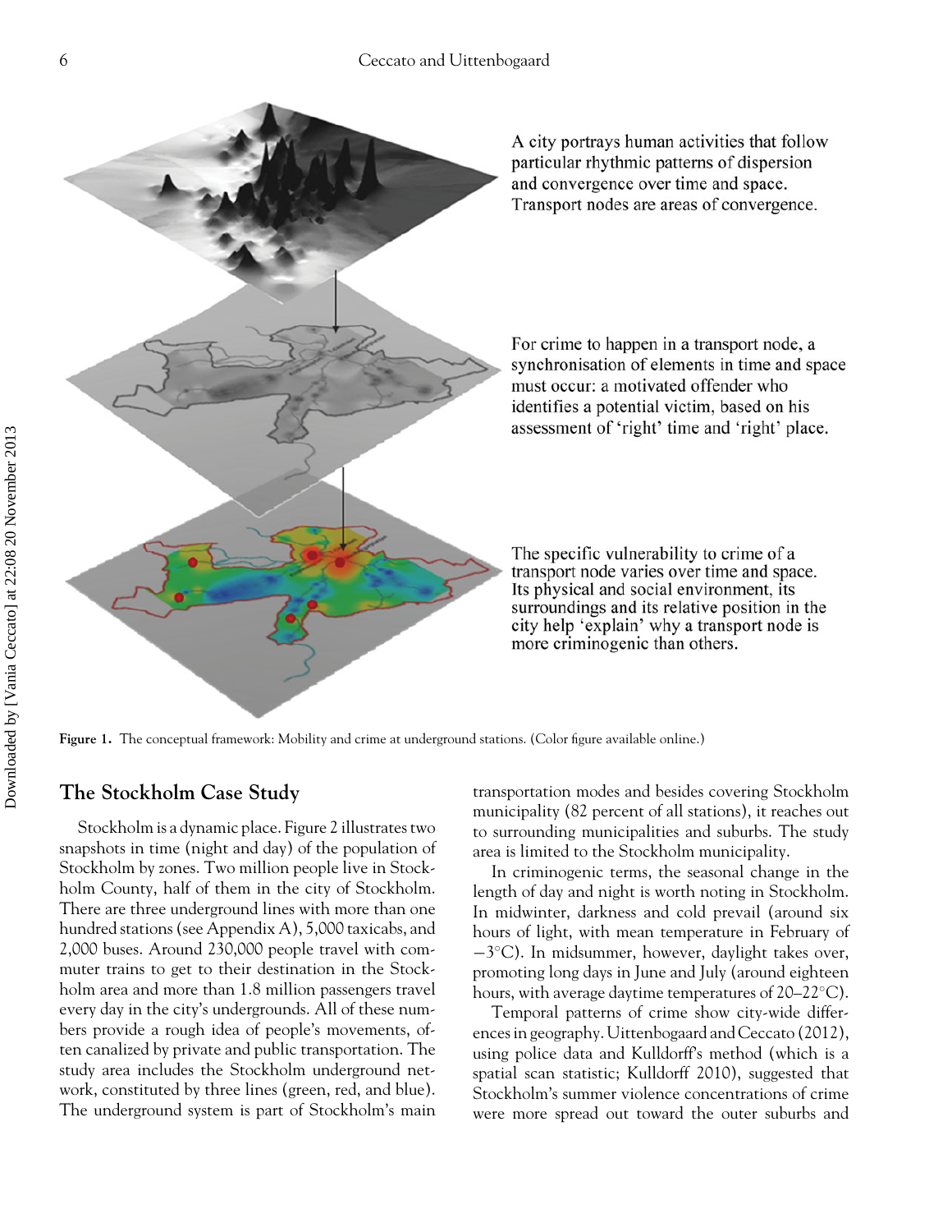A city portrays human activities that follow particular rhythmic patterns of dispersion and convergence over time and space. Transport nodes are areas of convergence.

For crime to happen in a transport node, a synchronisation of elements in time and space must occur: a motivated offender who identifies a potential victim, based on his assessment of 'right' time and 'right' place.

The specific vulnerability to crime of a transport node varies over time and space. Its physical and social environment, its surroundings and its relative position in the city help 'explain' why a transport node is more criminogenic than others.

**Figure 1.** The conceptual framework: Mobility and crime at underground stations. (Color figure available online.)

## The Stockholm Case Study

Stockholm is a dynamic place. Figure 2 illustrates two snapshots in time (night and day) of the population of Stockholm by zones. Two million people live in Stockholm County, half of them in the city of Stockholm. There are three underground lines with more than one hundred stations (see Appendix A), 5,000 taxicabs, and 2,000 buses. Around 230,000 people travel with commuter trains to get to their destination in the Stockholm area and more than 1.8 million passengers travel every day in the city's undergrounds. All of these numbers provide a rough idea of people's movements, often canalized by private and public transportation. The study area includes the Stockholm underground network, constituted by three lines (green, red, and blue). The underground system is part of Stockholm's main transportation modes and besides covering Stockholm municipality (82 percent of all stations), it reaches out to surrounding municipalities and suburbs. The study area is limited to the Stockholm municipality.

In criminogenic terms, the seasonal change in the length of day and night is worth noting in Stockholm. In midwinter, darkness and cold prevail (around six hours of light, with mean temperature in February of −3°C). In midsummer, however, daylight takes over, promoting long days in June and July (around eighteen hours, with average daytime temperatures of 20–22°C).

Temporal patterns of crime show city-wide differences in geography. Uittenbogaard and Ceccato (2012), using police data and Kulldorff's method (which is a spatial scan statistic; Kulldorff 2010), suggested that Stockholm's summer violence concentrations of crime were more spread out toward the outer suburbs and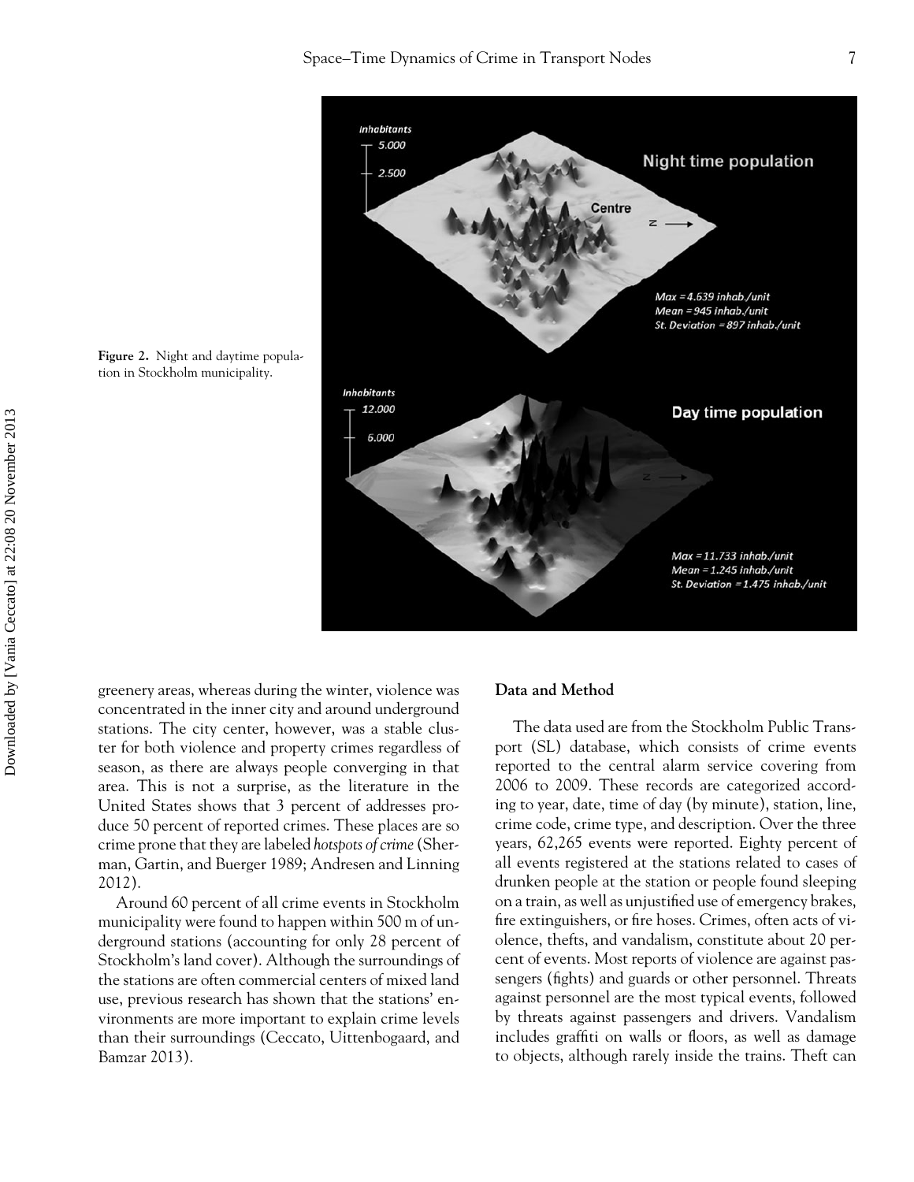Figure 2. Night and daytime population in Stockholm municipality.

greenery areas, whereas during the winter, violence was concentrated in the inner city and around underground stations. The city center, however, was a stable cluster for both violence and property crimes regardless of season, as there are always people converging in that area. This is not a surprise, as the literature in the United States shows that 3 percent of addresses produce 50 percent of reported crimes. These places are so crime prone that they are labeled *hotspots of crime* (Sherman, Gartin, and Buerger 1989; Andresen and Linning 2012).

Around 60 percent of all crime events in Stockholm municipality were found to happen within 500 m of underground stations (accounting for only 28 percent of Stockholm's land cover). Although the surroundings of the stations are often commercial centers of mixed land use, previous research has shown that the stations' environments are more important to explain crime levels than their surroundings (Ceccato, Uittenbogaard, and Bamzar 2013).

## Data and Method

The data used are from the Stockholm Public Transport (SL) database, which consists of crime events reported to the central alarm service covering from 2006 to 2009. These records are categorized according to year, date, time of day (by minute), station, line, crime code, crime type, and description. Over the three years, 62,265 events were reported. Eighty percent of all events registered at the stations related to cases of drunken people at the station or people found sleeping on a train, as well as unjustified use of emergency brakes, fire extinguishers, or fire hoses. Crimes, often acts of violence, thefts, and vandalism, constitute about 20 percent of events. Most reports of violence are against passengers (fights) and guards or other personnel. Threats against personnel are the most typical events, followed by threats against passengers and drivers. Vandalism includes graffiti on walls or floors, as well as damage to objects, although rarely inside the trains. Theft can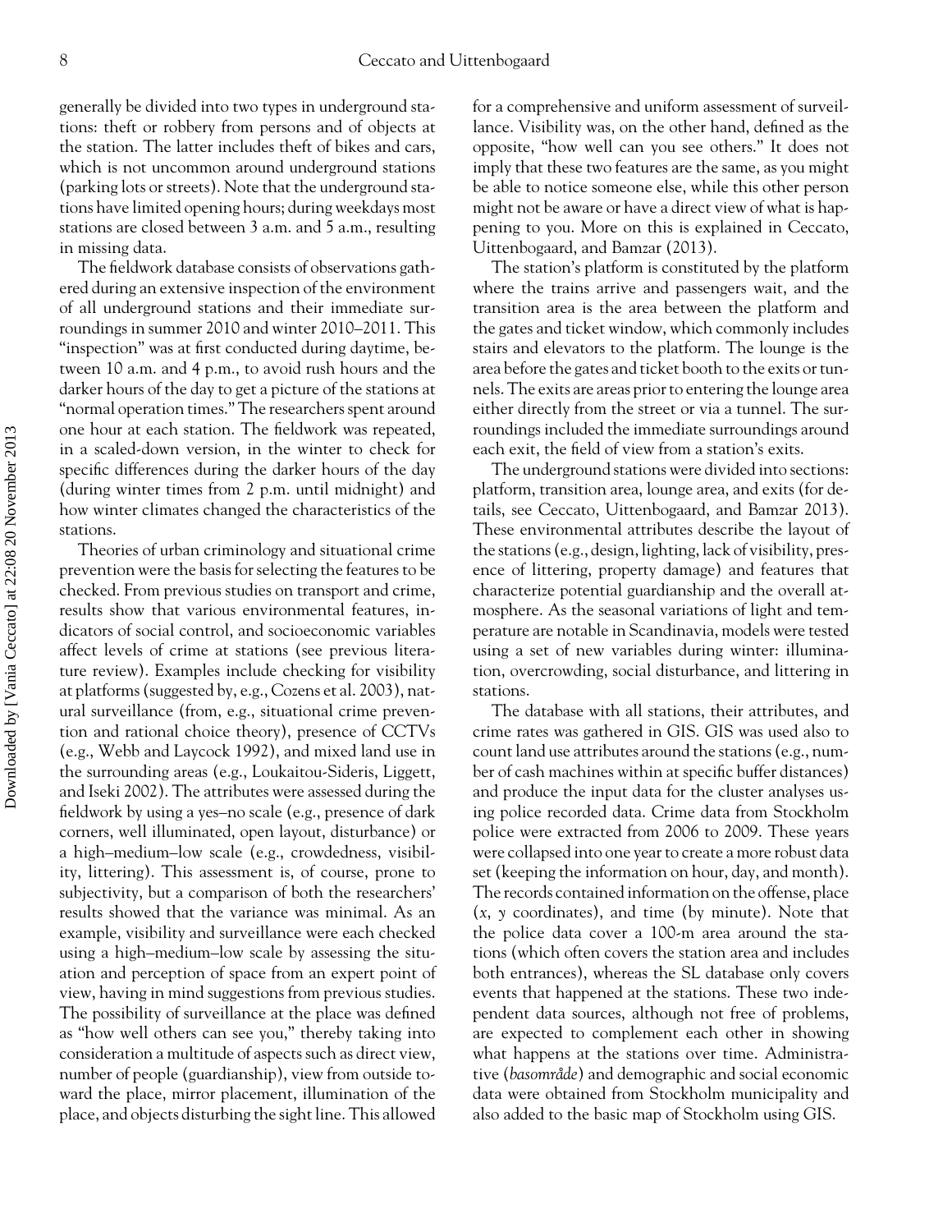generally be divided into two types in underground stations: theft or robbery from persons and of objects at the station. The latter includes theft of bikes and cars, which is not uncommon around underground stations (parking lots or streets). Note that the underground stations have limited opening hours; during weekdays most stations are closed between 3 a.m. and 5 a.m., resulting in missing data.

The fieldwork database consists of observations gathered during an extensive inspection of the environment of all underground stations and their immediate surroundings in summer 2010 and winter 2010–2011. This "inspection" was at first conducted during daytime, between 10 a.m. and 4 p.m., to avoid rush hours and the darker hours of the day to get a picture of the stations at "normal operation times." The researchers spent around one hour at each station. The fieldwork was repeated, in a scaled-down version, in the winter to check for specific differences during the darker hours of the day (during winter times from 2 p.m. until midnight) and how winter climates changed the characteristics of the stations.

Theories of urban criminology and situational crime prevention were the basis for selecting the features to be checked. From previous studies on transport and crime, results show that various environmental features, indicators of social control, and socioeconomic variables affect levels of crime at stations (see previous literature review). Examples include checking for visibility at platforms (suggested by, e.g., Cozens et al. 2003), natural surveillance (from, e.g., situational crime prevention and rational choice theory), presence of CCTVs (e.g., Webb and Laycock 1992), and mixed land use in the surrounding areas (e.g., Loukaitou-Sideris, Liggett, and Iseki 2002). The attributes were assessed during the fieldwork by using a yes–no scale (e.g., presence of dark corners, well illuminated, open layout, disturbance) or a high–medium–low scale (e.g., crowdedness, visibility, littering). This assessment is, of course, prone to subjectivity, but a comparison of both the researchers' results showed that the variance was minimal. As an example, visibility and surveillance were each checked using a high–medium–low scale by assessing the situation and perception of space from an expert point of view, having in mind suggestions from previous studies. The possibility of surveillance at the place was defined as "how well others can see you," thereby taking into consideration a multitude of aspects such as direct view, number of people (guardianship), view from outside toward the place, mirror placement, illumination of the place, and objects disturbing the sight line. This allowed for a comprehensive and uniform assessment of surveillance. Visibility was, on the other hand, defined as the opposite, "how well can you see others." It does not imply that these two features are the same, as you might be able to notice someone else, while this other person might not be aware or have a direct view of what is happening to you. More on this is explained in Ceccato, Uittenbogaard, and Bamzar (2013).

The station's platform is constituted by the platform where the trains arrive and passengers wait, and the transition area is the area between the platform and the gates and ticket window, which commonly includes stairs and elevators to the platform. The lounge is the area before the gates and ticket booth to the exits or tunnels. The exits are areas prior to entering the lounge area either directly from the street or via a tunnel. The surroundings included the immediate surroundings around each exit, the field of view from a station's exits.

The underground stations were divided into sections: platform, transition area, lounge area, and exits (for details, see Ceccato, Uittenbogaard, and Bamzar 2013). These environmental attributes describe the layout of the stations (e.g., design, lighting, lack of visibility, presence of littering, property damage) and features that characterize potential guardianship and the overall atmosphere. As the seasonal variations of light and temperature are notable in Scandinavia, models were tested using a set of new variables during winter: illumination, overcrowding, social disturbance, and littering in stations.

The database with all stations, their attributes, and crime rates was gathered in GIS. GIS was used also to count land use attributes around the stations (e.g., number of cash machines within at specific buffer distances) and produce the input data for the cluster analyses using police recorded data. Crime data from Stockholm police were extracted from 2006 to 2009. These years were collapsed into one year to create a more robust data set (keeping the information on hour, day, and month). The records contained information on the offense, place ($x$, $y$ coordinates), and time (by minute). Note that the police data cover a 100-m area around the stations (which often covers the station area and includes both entrances), whereas the SL database only covers events that happened at the stations. These two independent data sources, although not free of problems, are expected to complement each other in showing what happens at the stations over time. Administrative (*basområde*) and demographic and social economic data were obtained from Stockholm municipality and also added to the basic map of Stockholm using GIS.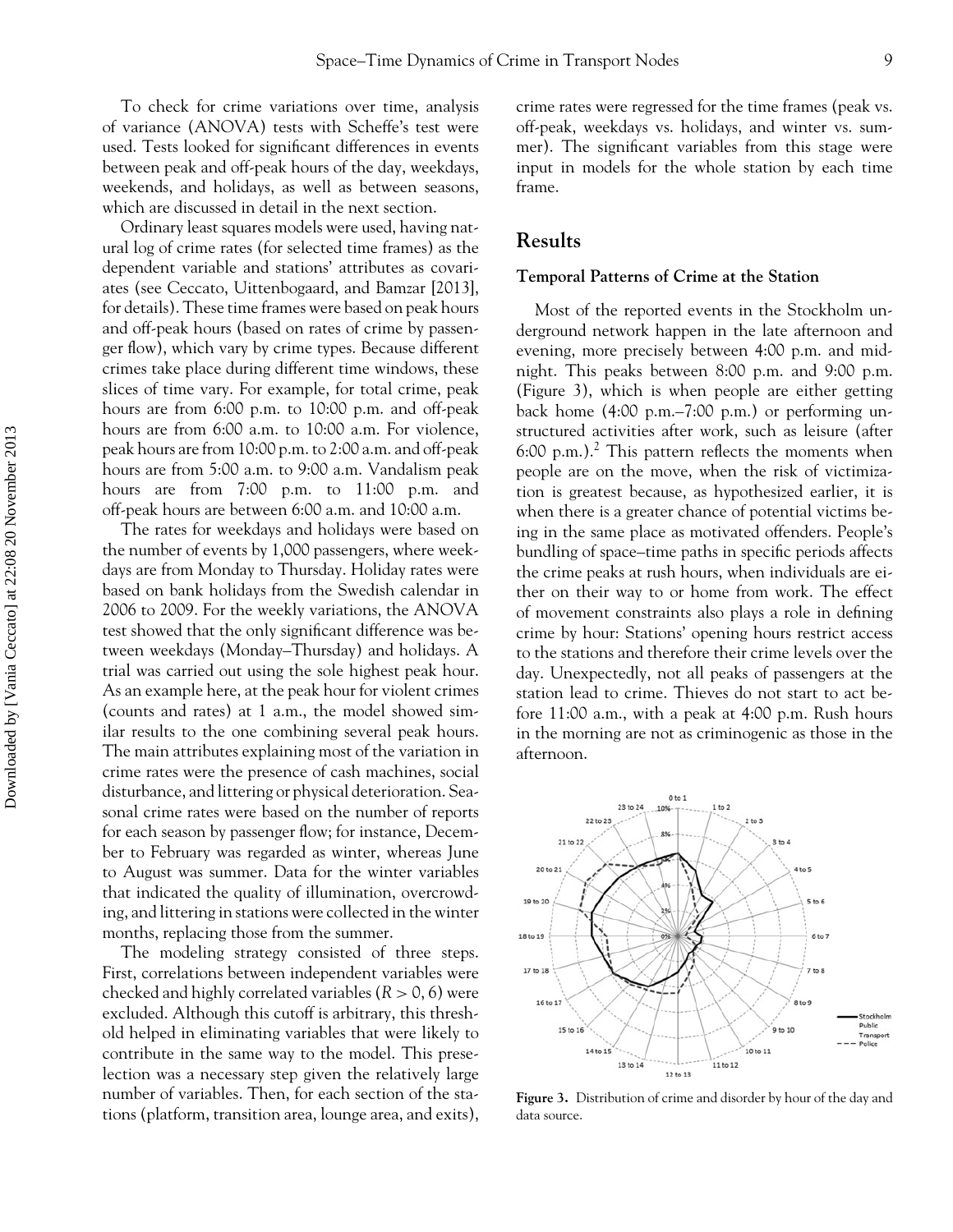To check for crime variations over time, analysis of variance (ANOVA) tests with Scheffe's test were used. Tests looked for significant differences in events between peak and off-peak hours of the day, weekdays, weekends, and holidays, as well as between seasons, which are discussed in detail in the next section.

Ordinary least squares models were used, having natural log of crime rates (for selected time frames) as the dependent variable and stations' attributes as covariates (see Ceccato, Uittenbogaard, and Bamzar [2013], for details). These time frames were based on peak hours and off-peak hours (based on rates of crime by passenger flow), which vary by crime types. Because different crimes take place during different time windows, these slices of time vary. For example, for total crime, peak hours are from 6:00 p.m. to 10:00 p.m. and off-peak hours are from 6:00 a.m. to 10:00 a.m. For violence, peak hours are from 10:00 p.m. to 2:00 a.m. and off-peak hours are from 5:00 a.m. to 9:00 a.m. Vandalism peak hours are from 7:00 p.m. to 11:00 p.m. and off-peak hours are between 6:00 a.m. and 10:00 a.m.

The rates for weekdays and holidays were based on the number of events by 1,000 passengers, where weekdays are from Monday to Thursday. Holiday rates were based on bank holidays from the Swedish calendar in 2006 to 2009. For the weekly variations, the ANOVA test showed that the only significant difference was between weekdays (Monday–Thursday) and holidays. A trial was carried out using the sole highest peak hour. As an example here, at the peak hour for violent crimes (counts and rates) at 1 a.m., the model showed similar results to the one combining several peak hours. The main attributes explaining most of the variation in crime rates were the presence of cash machines, social disturbance, and littering or physical deterioration. Seasonal crime rates were based on the number of reports for each season by passenger flow; for instance, December to February was regarded as winter, whereas June to August was summer. Data for the winter variables that indicated the quality of illumination, overcrowding, and littering in stations were collected in the winter months, replacing those from the summer.

The modeling strategy consisted of three steps. First, correlations between independent variables were checked and highly correlated variables ($R > 0,6$) were excluded. Although this cutoff is arbitrary, this threshold helped in eliminating variables that were likely to contribute in the same way to the model. This preselection was a necessary step given the relatively large number of variables. Then, for each section of the stations (platform, transition area, lounge area, and exits), crime rates were regressed for the time frames (peak vs. off-peak, weekdays vs. holidays, and winter vs. summer). The significant variables from this stage were input in models for the whole station by each time frame.

## Results

### Temporal Patterns of Crime at the Station

Most of the reported events in the Stockholm underground network happen in the late afternoon and evening, more precisely between 4:00 p.m. and midnight. This peaks between 8:00 p.m. and 9:00 p.m. (Figure 3), which is when people are either getting back home (4:00 p.m.–7:00 p.m.) or performing unstructured activities after work, such as leisure (after 6:00 p.m.).[2] This pattern reflects the moments when people are on the move, when the risk of victimization is greatest because, as hypothesized earlier, it is when there is a greater chance of potential victims being in the same place as motivated offenders. People's bundling of space–time paths in specific periods affects the crime peaks at rush hours, when individuals are either on their way to or home from work. The effect of movement constraints also plays a role in defining crime by hour: Stations' opening hours restrict access to the stations and therefore their crime levels over the day. Unexpectedly, not all peaks of passengers at the station lead to crime. Thieves do not start to act before 11:00 a.m., with a peak at 4:00 p.m. Rush hours in the morning are not as criminogenic as those in the afternoon.

**Figure 3.** Distribution of crime and disorder by hour of the day and data source.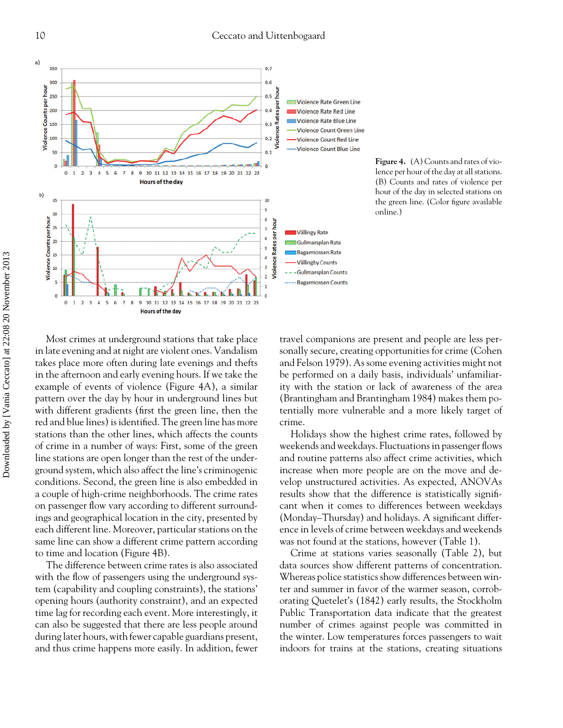Figure 4. (A) Counts and rates of violence per hour of the day at all stations. (B) Counts and rates of violence per hour of the day in selected stations on the green line. (Color figure available online.)

Most crimes at underground stations that take place in late evening and at night are violent ones. Vandalism takes place more often during late evenings and thefts in the afternoon and early evening hours. If we take the example of events of violence (Figure 4A), a similar pattern over the day by hour in underground lines but with different gradients (first the green line, then the red and blue lines) is identified. The green line has more stations than the other lines, which affects the counts of crime in a number of ways: First, some of the green line stations are open longer than the rest of the underground system, which also affect the line's criminogenic conditions. Second, the green line is also embedded in a couple of high-crime neighborhoods. The crime rates on passenger flow vary according to different surroundings and geographical location in the city, presented by each different line. Moreover, particular stations on the same line can show a different crime pattern according to time and location (Figure 4B).

The difference between crime rates is also associated with the flow of passengers using the underground system (capability and coupling constraints), the stations' opening hours (authority constraint), and an expected time lag for recording each event. More interestingly, it can also be suggested that there are less people around during later hours, with fewer capable guardians present, and thus crime happens more easily. In addition, fewer travel companions are present and people are less personally secure, creating opportunities for crime (Cohen and Felson 1979). As some evening activities might not be performed on a daily basis, individuals' unfamiliarity with the station or lack of awareness of the area (Brantingham and Brantingham 1984) makes them potentially more vulnerable and a more likely target of crime.

Holidays show the highest crime rates, followed by weekends and weekdays. Fluctuations in passenger flows and routine patterns also affect crime activities, which increase when more people are on the move and develop unstructured activities. As expected, ANOVAs results show that the difference is statistically significant when it comes to differences between weekdays (Monday–Thursday) and holidays. A significant difference in levels of crime between weekdays and weekends was not found at the stations, however (Table 1).

Crime at stations varies seasonally (Table 2), but data sources show different patterns of concentration. Whereas police statistics show differences between winter and summer in favor of the warmer season, corroborating Quetelet's (1842) early results, the Stockholm Public Transportation data indicate that the greatest number of crimes against people was committed in the winter. Low temperatures forces passengers to wait indoors for trains at the stations, creating situations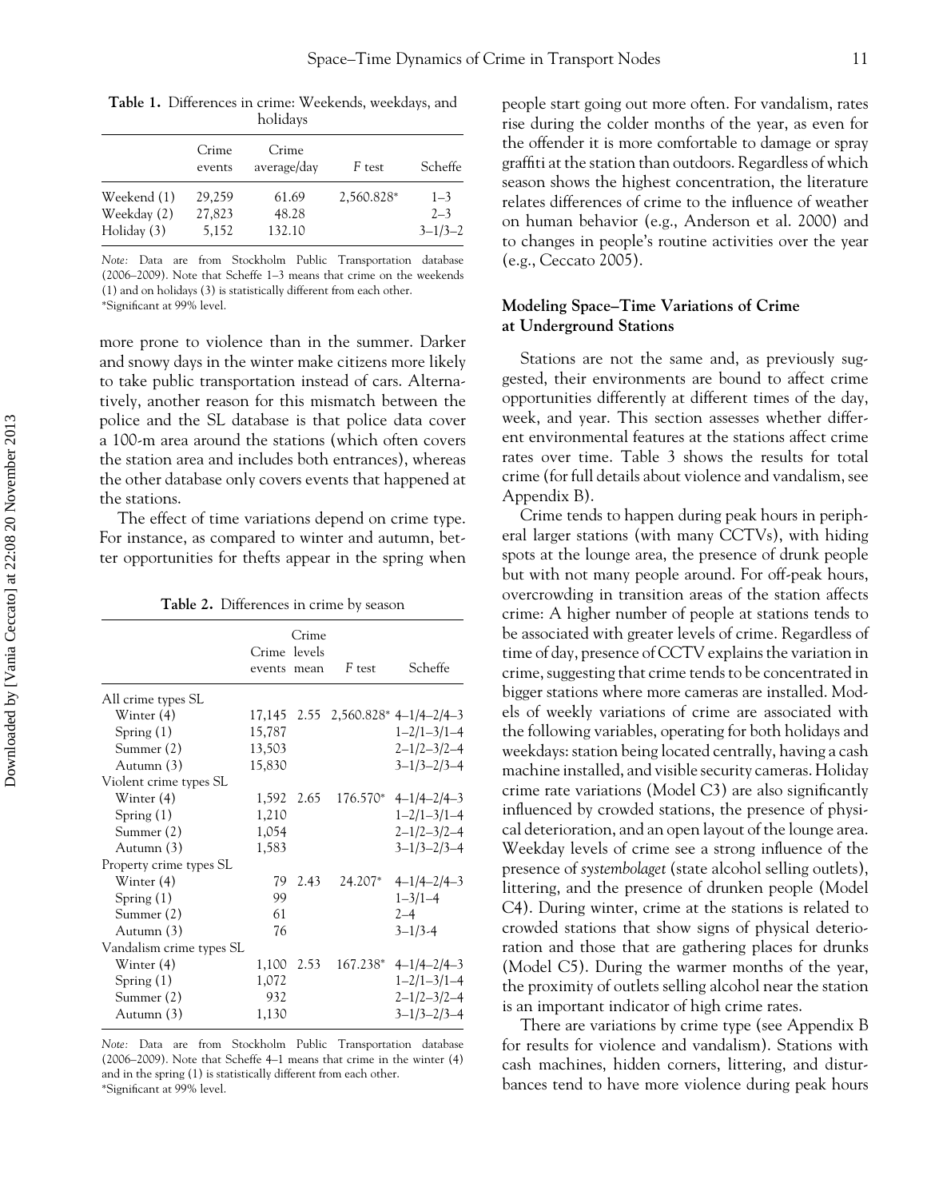**Table 1.** Differences in crime: Weekends, weekdays, and holidays

| | Crime events | Crime average/day | *F* test | Scheffe |
|---|---|---|---|---|
| Weekend (1) | 29,259 | 61.69 | 2,560.828* | 1–3 |
| Weekday (2) | 27,823 | 48.28 | | 2–3 |
| Holiday (3) | 5,152 | 132.10 | | 3–1/3–2 |

*Note:* Data are from Stockholm Public Transportation database (2006–2009). Note that Scheffe 1–3 means that crime on the weekends (1) and on holidays (3) is statistically different from each other.
*Significant at 99% level.

more prone to violence than in the summer. Darker and snowy days in the winter make citizens more likely to take public transportation instead of cars. Alternatively, another reason for this mismatch between the police and the SL database is that police data cover a 100-m area around the stations (which often covers the station area and includes both entrances), whereas the other database only covers events that happened at the stations.

The effect of time variations depend on crime type. For instance, as compared to winter and autumn, better opportunities for thefts appear in the spring when people start going out more often. For vandalism, rates rise during the colder months of the year, as even for the offender it is more comfortable to damage or spray graffiti at the station than outdoors. Regardless of which season shows the highest concentration, the literature relates differences of crime to the influence of weather on human behavior (e.g., Anderson et al. 2000) and to changes in people's routine activities over the year (e.g., Ceccato 2005).

**Table 2.** Differences in crime by season

| | Crime events | Crime levels mean | *F* test | Scheffe |
|---|---|---|---|---|
| All crime types SL | | | | |
| Winter (4) | 17,145 | 2.55 | 2,560.828* | 4–1/4–2/4–3 |
| Spring (1) | 15,787 | | | 1–2/1–3/1–4 |
| Summer (2) | 13,503 | | | 2–1/2–3/2–4 |
| Autumn (3) | 15,830 | | | 3–1/3–2/3–4 |
| Violent crime types SL | | | | |
| Winter (4) | 1,592 | 2.65 | 176.570* | 4–1/4–2/4–3 |
| Spring (1) | 1,210 | | | 1–2/1–3/1–4 |
| Summer (2) | 1,054 | | | 2–1/2–3/2–4 |
| Autumn (3) | 1,583 | | | 3–1/3–2/3–4 |
| Property crime types SL | | | | |
| Winter (4) | 79 | 2.43 | 24.207* | 4–1/4–2/4–3 |
| Spring (1) | 99 | | | 1–3/1–4 |
| Summer (2) | 61 | | | 2–4 |
| Autumn (3) | 76 | | | 3–1/3-4 |
| Vandalism crime types SL | | | | |
| Winter (4) | 1,100 | 2.53 | 167.238* | 4–1/4–2/4–3 |
| Spring (1) | 1,072 | | | 1–2/1–3/1–4 |
| Summer (2) | 932 | | | 2–1/2–3/2–4 |
| Autumn (3) | 1,130 | | | 3–1/3–2/3–4 |

*Note:* Data are from Stockholm Public Transportation database (2006–2009). Note that Scheffe 4–1 means that crime in the winter (4) and in the spring (1) is statistically different from each other.
*Significant at 99% level.

## Modeling Space–Time Variations of Crime at Underground Stations

Stations are not the same and, as previously suggested, their environments are bound to affect crime opportunities differently at different times of the day, week, and year. This section assesses whether different environmental features at the stations affect crime rates over time. Table 3 shows the results for total crime (for full details about violence and vandalism, see Appendix B).

Crime tends to happen during peak hours in peripheral larger stations (with many CCTVs), with hiding spots at the lounge area, the presence of drunk people but with not many people around. For off-peak hours, overcrowding in transition areas of the station affects crime: A higher number of people at stations tends to be associated with greater levels of crime. Regardless of time of day, presence of CCTV explains the variation in crime, suggesting that crime tends to be concentrated in bigger stations where more cameras are installed. Models of weekly variations of crime are associated with the following variables, operating for both holidays and weekdays: station being located centrally, having a cash machine installed, and visible security cameras. Holiday crime rate variations (Model C3) are also significantly influenced by crowded stations, the presence of physical deterioration, and an open layout of the lounge area. Weekday levels of crime see a strong influence of the presence of *systembolaget* (state alcohol selling outlets), littering, and the presence of drunken people (Model C4). During winter, crime at the stations is related to crowded stations that show signs of physical deterioration and those that are gathering places for drunks (Model C5). During the warmer months of the year, the proximity of outlets selling alcohol near the station is an important indicator of high crime rates.

There are variations by crime type (see Appendix B for results for violence and vandalism). Stations with cash machines, hidden corners, littering, and disturbances tend to have more violence during peak hours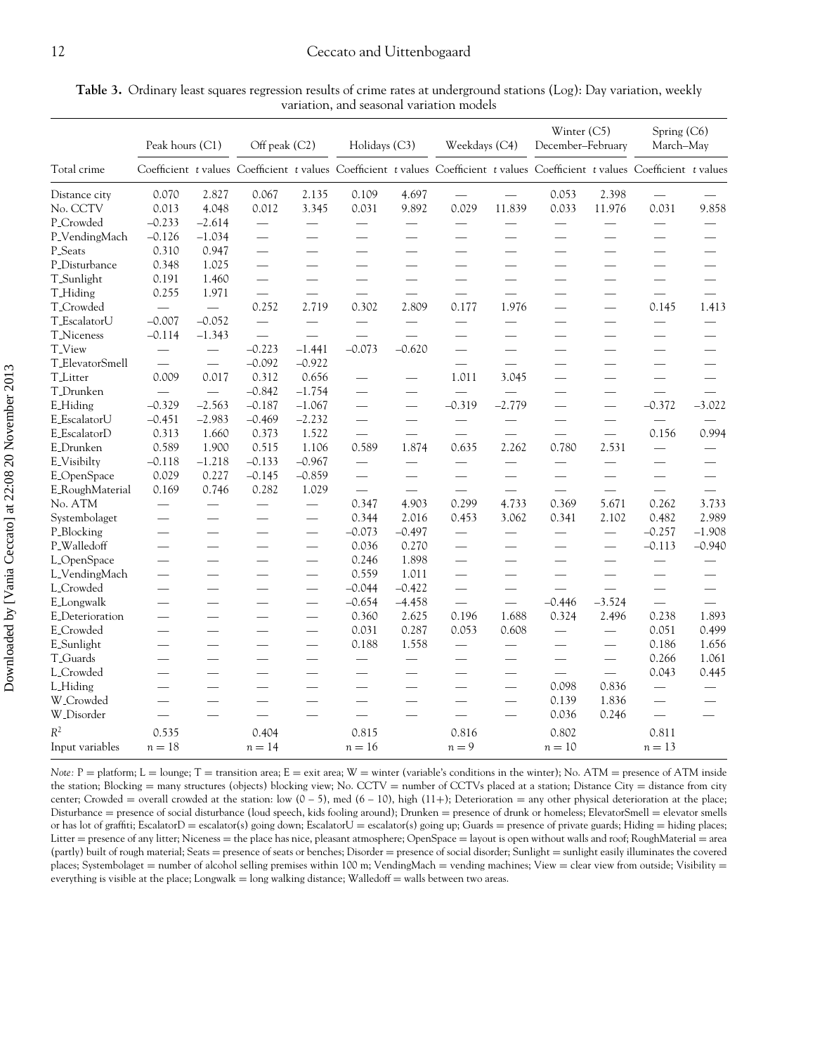**Table 3.** Ordinary least squares regression results of crime rates at underground stations (Log): Day variation, weekly variation, and seasonal variation models

| | Peak hours (C1) | | Off peak (C2) | | Holidays (C3) | | Weekdays (C4) | | Winter (C5) December–February | | Spring (C6) March–May | |
|---|---|---|---|---|---|---|---|---|---|---|---|---|
| Total crime | Coefficient | *t* values | Coefficient | *t* values | Coefficient | *t* values | Coefficient | *t* values | Coefficient | *t* values | Coefficient | *t* values |
| Distance city | 0.070 | 2.827 | 0.067 | 2.135 | 0.109 | 4.697 | — | — | 0.053 | 2.398 | — | — |
| No. CCTV | 0.013 | 4.048 | 0.012 | 3.345 | 0.031 | 9.892 | 0.029 | 11.839 | 0.033 | 11.976 | 0.031 | 9.858 |
| P_Crowded | −0.233 | −2.614 | — | — | — | — | — | — | — | — | — | — |
| P_VendingMach | −0.126 | −1.034 | — | — | — | — | — | — | — | — | — | — |
| P_Seats | 0.310 | 0.947 | — | — | — | — | — | — | — | — | — | — |
| P_Disturbance | 0.348 | 1.025 | — | — | — | — | — | — | — | — | — | — |
| T_Sunlight | 0.191 | 1.460 | — | — | — | — | — | — | — | — | — | — |
| T_Hiding | 0.255 | 1.971 | — | — | — | — | — | — | — | — | — | — |
| T_Crowded | — | — | 0.252 | 2.719 | 0.302 | 2.809 | 0.177 | 1.976 | — | — | 0.145 | 1.413 |
| T_EscalatorU | −0.007 | −0.052 | — | — | — | — | — | — | — | — | — | — |
| T_Niceness | −0.114 | −1.343 | — | — | — | — | — | — | — | — | — | — |
| T_View | — | — | −0.223 | −1.441 | −0.073 | −0.620 | — | — | — | — | — | — |
| T_ElevatorSmell | — | — | −0.092 | −0.922 | | | — | — | — | — | — | — |
| T_Litter | 0.009 | 0.017 | 0.312 | 0.656 | — | — | 1.011 | 3.045 | — | — | — | — |
| T_Drunken | — | — | −0.842 | −1.754 | — | — | — | — | — | — | — | — |
| E_Hiding | −0.329 | −2.563 | −0.187 | −1.067 | — | — | −0.319 | −2.779 | — | — | −0.372 | −3.022 |
| E_EscalatorU | −0.451 | −2.983 | −0.469 | −2.232 | — | — | — | — | — | — | — | — |
| E_EscalatorD | 0.313 | 1.660 | 0.373 | 1.522 | — | — | — | — | — | — | 0.156 | 0.994 |
| E_Drunken | 0.589 | 1.900 | 0.515 | 1.106 | 0.589 | 1.874 | 0.635 | 2.262 | 0.780 | 2.531 | — | — |
| E_Visibilty | −0.118 | −1.218 | −0.133 | −0.967 | — | — | — | — | — | — | — | — |
| E_OpenSpace | 0.029 | 0.227 | −0.145 | −0.859 | — | — | — | — | — | — | — | — |
| E_RoughMaterial | 0.169 | 0.746 | 0.282 | 1.029 | — | — | — | — | — | — | — | — |
| No. ATM | — | — | — | — | 0.347 | 4.903 | 0.299 | 4.733 | 0.369 | 5.671 | 0.262 | 3.733 |
| Systembolaget | — | — | — | — | 0.344 | 2.016 | 0.453 | 3.062 | 0.341 | 2.102 | 0.482 | 2.989 |
| P_Blocking | — | — | — | — | −0.073 | −0.497 | — | — | — | — | −0.257 | −1.908 |
| P_Walledoff | — | — | — | — | 0.036 | 0.270 | — | — | — | — | −0.113 | −0.940 |
| L_OpenSpace | — | — | — | — | 0.246 | 1.898 | — | — | — | — | — | — |
| L_VendingMach | — | — | — | — | 0.559 | 1.011 | — | — | — | — | — | — |
| L_Crowded | — | — | — | — | −0.044 | −0.422 | — | — | — | — | — | — |
| E_Longwalk | — | — | — | — | −0.654 | −4.458 | — | — | −0.446 | −3.524 | — | — |
| E_Deterioration | — | — | — | — | 0.360 | 2.625 | 0.196 | 1.688 | 0.324 | 2.496 | 0.238 | 1.893 |
| E_Crowded | — | — | — | — | 0.031 | 0.287 | 0.053 | 0.608 | — | — | 0.051 | 0.499 |
| E_Sunlight | — | — | — | — | 0.188 | 1.558 | — | — | — | — | 0.186 | 1.656 |
| T_Guards | — | — | — | — | — | — | — | — | — | — | 0.266 | 1.061 |
| L_Crowded | — | — | — | — | — | — | — | — | — | — | 0.043 | 0.445 |
| L_Hiding | — | — | — | — | — | — | — | — | 0.098 | 0.836 | — | — |
| W_Crowded | — | — | — | — | — | — | — | — | 0.139 | 1.836 | — | — |
| W_Disorder | — | — | — | — | — | — | — | — | 0.036 | 0.246 | — | — |
| $R^2$ | 0.535 | | 0.404 | | 0.815 | | 0.816 | | 0.802 | | 0.811 | |
| Input variables | $n = 18$ | | $n = 14$ | | $n = 16$ | | $n = 9$ | | $n = 10$ | | $n = 13$ | |

*Note:* P = platform; L = lounge; T = transition area; E = exit area; W = winter (variable's conditions in the winter); No. ATM = presence of ATM inside the station; Blocking = many structures (objects) blocking view; No. CCTV = number of CCTVs placed at a station; Distance City = distance from city center; Crowded = overall crowded at the station: low (0 – 5), med (6 – 10), high (11+); Deterioration = any other physical deterioration at the place; Disturbance = presence of social disturbance (loud speech, kids fooling around); Drunken = presence of drunk or homeless; ElevatorSmell = elevator smells or has lot of graffiti; EscalatorD = escalator(s) going down; EscalatorU = escalator(s) going up; Guards = presence of private guards; Hiding = hiding places; Litter = presence of any litter; Niceness = the place has nice, pleasant atmosphere; OpenSpace = layout is open without walls and roof; RoughMaterial = area (partly) built of rough material; Seats = presence of seats or benches; Disorder = presence of social disorder; Sunlight = sunlight easily illuminates the covered places; Systembolaget = number of alcohol selling premises within 100 m; VendingMach = vending machines; View = clear view from outside; Visibility = everything is visible at the place; Longwalk = long walking distance; Walledoff = walls between two areas.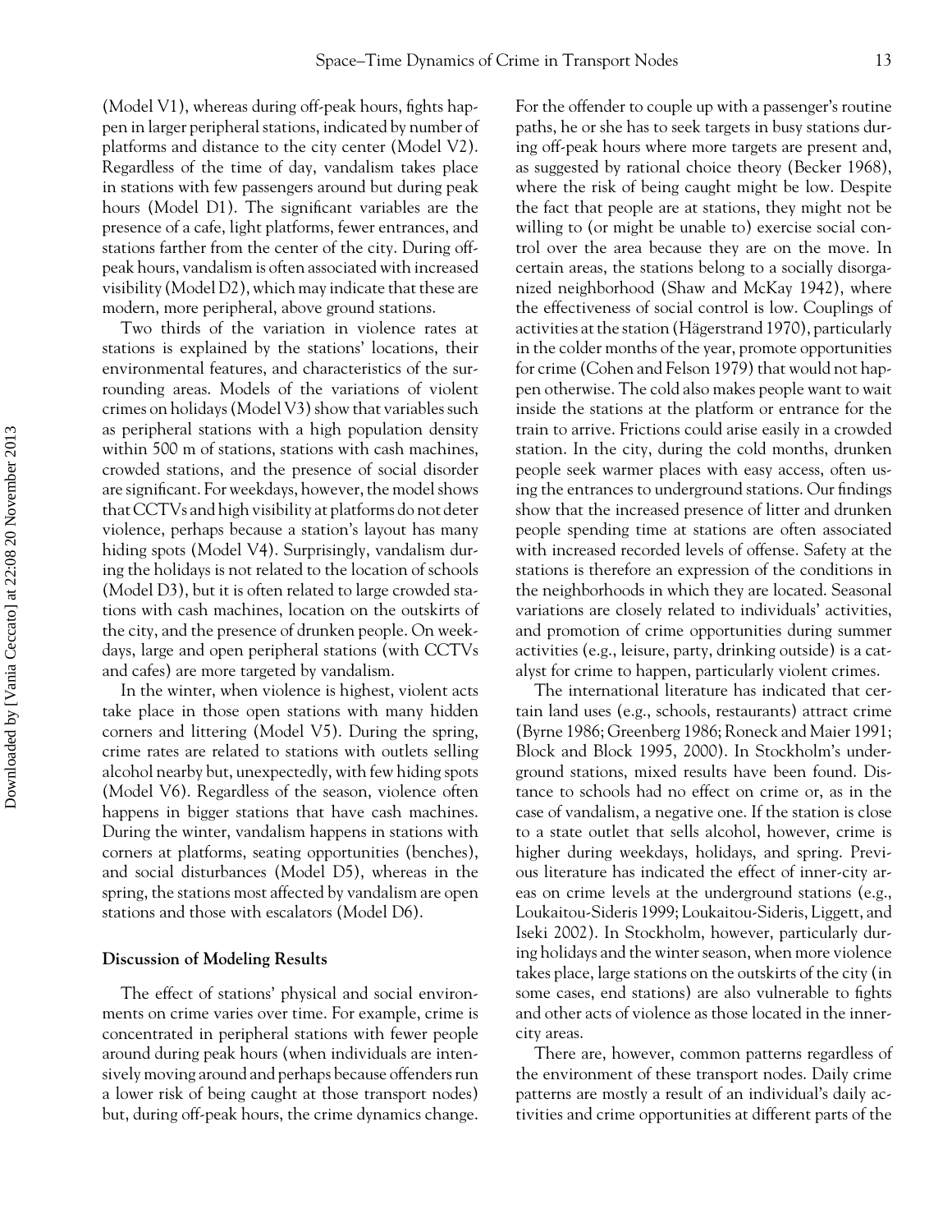(Model V1), whereas during off-peak hours, fights happen in larger peripheral stations, indicated by number of platforms and distance to the city center (Model V2). Regardless of the time of day, vandalism takes place in stations with few passengers around but during peak hours (Model D1). The significant variables are the presence of a cafe, light platforms, fewer entrances, and stations farther from the center of the city. During off-peak hours, vandalism is often associated with increased visibility (Model D2), which may indicate that these are modern, more peripheral, above ground stations.

Two thirds of the variation in violence rates at stations is explained by the stations' locations, their environmental features, and characteristics of the surrounding areas. Models of the variations of violent crimes on holidays (Model V3) show that variables such as peripheral stations with a high population density within 500 m of stations, stations with cash machines, crowded stations, and the presence of social disorder are significant. For weekdays, however, the model shows that CCTVs and high visibility at platforms do not deter violence, perhaps because a station's layout has many hiding spots (Model V4). Surprisingly, vandalism during the holidays is not related to the location of schools (Model D3), but it is often related to large crowded stations with cash machines, location on the outskirts of the city, and the presence of drunken people. On weekdays, large and open peripheral stations (with CCTVs and cafes) are more targeted by vandalism.

In the winter, when violence is highest, violent acts take place in those open stations with many hidden corners and littering (Model V5). During the spring, crime rates are related to stations with outlets selling alcohol nearby but, unexpectedly, with few hiding spots (Model V6). Regardless of the season, violence often happens in bigger stations that have cash machines. During the winter, vandalism happens in stations with corners at platforms, seating opportunities (benches), and social disturbances (Model D5), whereas in the spring, the stations most affected by vandalism are open stations and those with escalators (Model D6).

## Discussion of Modeling Results

The effect of stations' physical and social environments on crime varies over time. For example, crime is concentrated in peripheral stations with fewer people around during peak hours (when individuals are intensively moving around and perhaps because offenders run a lower risk of being caught at those transport nodes) but, during off-peak hours, the crime dynamics change. For the offender to couple up with a passenger's routine paths, he or she has to seek targets in busy stations during off-peak hours where more targets are present and, as suggested by rational choice theory (Becker 1968), where the risk of being caught might be low. Despite the fact that people are at stations, they might not be willing to (or might be unable to) exercise social control over the area because they are on the move. In certain areas, the stations belong to a socially disorganized neighborhood (Shaw and McKay 1942), where the effectiveness of social control is low. Couplings of activities at the station (Hägerstrand 1970), particularly in the colder months of the year, promote opportunities for crime (Cohen and Felson 1979) that would not happen otherwise. The cold also makes people want to wait inside the stations at the platform or entrance for the train to arrive. Frictions could arise easily in a crowded station. In the city, during the cold months, drunken people seek warmer places with easy access, often using the entrances to underground stations. Our findings show that the increased presence of litter and drunken people spending time at stations are often associated with increased recorded levels of offense. Safety at the stations is therefore an expression of the conditions in the neighborhoods in which they are located. Seasonal variations are closely related to individuals' activities, and promotion of crime opportunities during summer activities (e.g., leisure, party, drinking outside) is a catalyst for crime to happen, particularly violent crimes.

The international literature has indicated that certain land uses (e.g., schools, restaurants) attract crime (Byrne 1986; Greenberg 1986; Roneck and Maier 1991; Block and Block 1995, 2000). In Stockholm's underground stations, mixed results have been found. Distance to schools had no effect on crime or, as in the case of vandalism, a negative one. If the station is close to a state outlet that sells alcohol, however, crime is higher during weekdays, holidays, and spring. Previous literature has indicated the effect of inner-city areas on crime levels at the underground stations (e.g., Loukaitou-Sideris 1999; Loukaitou-Sideris, Liggett, and Iseki 2002). In Stockholm, however, particularly during holidays and the winter season, when more violence takes place, large stations on the outskirts of the city (in some cases, end stations) are also vulnerable to fights and other acts of violence as those located in the inner-city areas.

There are, however, common patterns regardless of the environment of these transport nodes. Daily crime patterns are mostly a result of an individual's daily activities and crime opportunities at different parts of the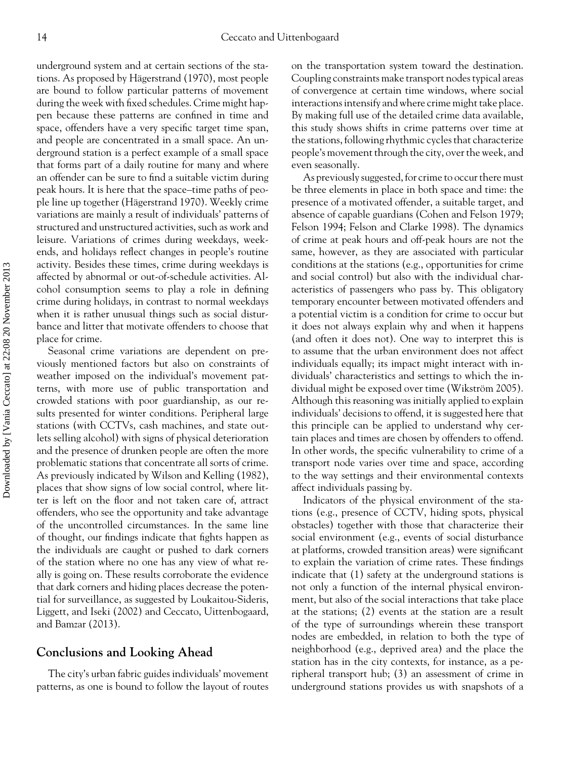underground system and at certain sections of the stations. As proposed by Hägerstrand (1970), most people are bound to follow particular patterns of movement during the week with fixed schedules. Crime might happen because these patterns are confined in time and space, offenders have a very specific target time span, and people are concentrated in a small space. An underground station is a perfect example of a small space that forms part of a daily routine for many and where an offender can be sure to find a suitable victim during peak hours. It is here that the space–time paths of people line up together (Hägerstrand 1970). Weekly crime variations are mainly a result of individuals' patterns of structured and unstructured activities, such as work and leisure. Variations of crimes during weekdays, weekends, and holidays reflect changes in people's routine activity. Besides these times, crime during weekdays is affected by abnormal or out-of-schedule activities. Alcohol consumption seems to play a role in defining crime during holidays, in contrast to normal weekdays when it is rather unusual things such as social disturbance and litter that motivate offenders to choose that place for crime.

Seasonal crime variations are dependent on previously mentioned factors but also on constraints of weather imposed on the individual's movement patterns, with more use of public transportation and crowded stations with poor guardianship, as our results presented for winter conditions. Peripheral large stations (with CCTVs, cash machines, and state outlets selling alcohol) with signs of physical deterioration and the presence of drunken people are often the more problematic stations that concentrate all sorts of crime. As previously indicated by Wilson and Kelling (1982), places that show signs of low social control, where litter is left on the floor and not taken care of, attract offenders, who see the opportunity and take advantage of the uncontrolled circumstances. In the same line of thought, our findings indicate that fights happen as the individuals are caught or pushed to dark corners of the station where no one has any view of what really is going on. These results corroborate the evidence that dark corners and hiding places decrease the potential for surveillance, as suggested by Loukaitou-Sideris, Liggett, and Iseki (2002) and Ceccato, Uittenbogaard, and Bamzar (2013).

## Conclusions and Looking Ahead

The city's urban fabric guides individuals' movement patterns, as one is bound to follow the layout of routes on the transportation system toward the destination. Coupling constraints make transport nodes typical areas of convergence at certain time windows, where social interactions intensify and where crime might take place. By making full use of the detailed crime data available, this study shows shifts in crime patterns over time at the stations, following rhythmic cycles that characterize people's movement through the city, over the week, and even seasonally.

As previously suggested, for crime to occur there must be three elements in place in both space and time: the presence of a motivated offender, a suitable target, and absence of capable guardians (Cohen and Felson 1979; Felson 1994; Felson and Clarke 1998). The dynamics of crime at peak hours and off-peak hours are not the same, however, as they are associated with particular conditions at the stations (e.g., opportunities for crime and social control) but also with the individual characteristics of passengers who pass by. This obligatory temporary encounter between motivated offenders and a potential victim is a condition for crime to occur but it does not always explain why and when it happens (and often it does not). One way to interpret this is to assume that the urban environment does not affect individuals equally; its impact might interact with individuals' characteristics and settings to which the individual might be exposed over time (Wikström 2005). Although this reasoning was initially applied to explain individuals' decisions to offend, it is suggested here that this principle can be applied to understand why certain places and times are chosen by offenders to offend. In other words, the specific vulnerability to crime of a transport node varies over time and space, according to the way settings and their environmental contexts affect individuals passing by.

Indicators of the physical environment of the stations (e.g., presence of CCTV, hiding spots, physical obstacles) together with those that characterize their social environment (e.g., events of social disturbance at platforms, crowded transition areas) were significant to explain the variation of crime rates. These findings indicate that (1) safety at the underground stations is not only a function of the internal physical environment, but also of the social interactions that take place at the stations; (2) events at the station are a result of the type of surroundings wherein these transport nodes are embedded, in relation to both the type of neighborhood (e.g., deprived area) and the place the station has in the city contexts, for instance, as a peripheral transport hub; (3) an assessment of crime in underground stations provides us with snapshots of a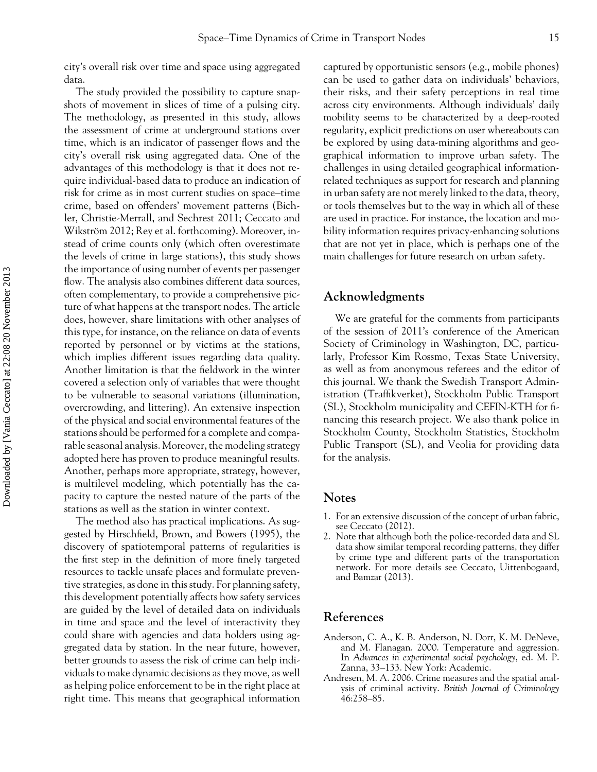city's overall risk over time and space using aggregated data.

The study provided the possibility to capture snapshots of movement in slices of time of a pulsing city. The methodology, as presented in this study, allows the assessment of crime at underground stations over time, which is an indicator of passenger flows and the city's overall risk using aggregated data. One of the advantages of this methodology is that it does not require individual-based data to produce an indication of risk for crime as in most current studies on space–time crime, based on offenders' movement patterns (Bichler, Christie-Merrall, and Sechrest 2011; Ceccato and Wikström 2012; Rey et al. forthcoming). Moreover, instead of crime counts only (which often overestimate the levels of crime in large stations), this study shows the importance of using number of events per passenger flow. The analysis also combines different data sources, often complementary, to provide a comprehensive picture of what happens at the transport nodes. The article does, however, share limitations with other analyses of this type, for instance, on the reliance on data of events reported by personnel or by victims at the stations, which implies different issues regarding data quality. Another limitation is that the fieldwork in the winter covered a selection only of variables that were thought to be vulnerable to seasonal variations (illumination, overcrowding, and littering). An extensive inspection of the physical and social environmental features of the stations should be performed for a complete and comparable seasonal analysis. Moreover, the modeling strategy adopted here has proven to produce meaningful results. Another, perhaps more appropriate, strategy, however, is multilevel modeling, which potentially has the capacity to capture the nested nature of the parts of the stations as well as the station in winter context.

The method also has practical implications. As suggested by Hirschfield, Brown, and Bowers (1995), the discovery of spatiotemporal patterns of regularities is the first step in the definition of more finely targeted resources to tackle unsafe places and formulate preventive strategies, as done in this study. For planning safety, this development potentially affects how safety services are guided by the level of detailed data on individuals in time and space and the level of interactivity they could share with agencies and data holders using aggregated data by station. In the near future, however, better grounds to assess the risk of crime can help individuals to make dynamic decisions as they move, as well as helping police enforcement to be in the right place at right time. This means that geographical information captured by opportunistic sensors (e.g., mobile phones) can be used to gather data on individuals' behaviors, their risks, and their safety perceptions in real time across city environments. Although individuals' daily mobility seems to be characterized by a deep-rooted regularity, explicit predictions on user whereabouts can be explored by using data-mining algorithms and geographical information to improve urban safety. The challenges in using detailed geographical information-related techniques as support for research and planning in urban safety are not merely linked to the data, theory, or tools themselves but to the way in which all of these are used in practice. For instance, the location and mobility information requires privacy-enhancing solutions that are not yet in place, which is perhaps one of the main challenges for future research on urban safety.

## Acknowledgments

We are grateful for the comments from participants of the session of 2011's conference of the American Society of Criminology in Washington, DC, particularly, Professor Kim Rossmo, Texas State University, as well as from anonymous referees and the editor of this journal. We thank the Swedish Transport Administration (Traffikverket), Stockholm Public Transport (SL), Stockholm municipality and CEFIN-KTH for financing this research project. We also thank police in Stockholm County, Stockholm Statistics, Stockholm Public Transport (SL), and Veolia for providing data for the analysis.

## Notes

1. For an extensive discussion of the concept of urban fabric, see Ceccato (2012).
2. Note that although both the police-recorded data and SL data show similar temporal recording patterns, they differ by crime type and different parts of the transportation network. For more details see Ceccato, Uittenbogaard, and Bamzar (2013).

## References

Anderson, C. A., K. B. Anderson, N. Dorr, K. M. DeNeve, and M. Flanagan. 2000. Temperature and aggression. In *Advances in experimental social psychology*, ed. M. P. Zanna, 33–133. New York: Academic.

Andresen, M. A. 2006. Crime measures and the spatial analysis of criminal activity. *British Journal of Criminology* 46:258–85.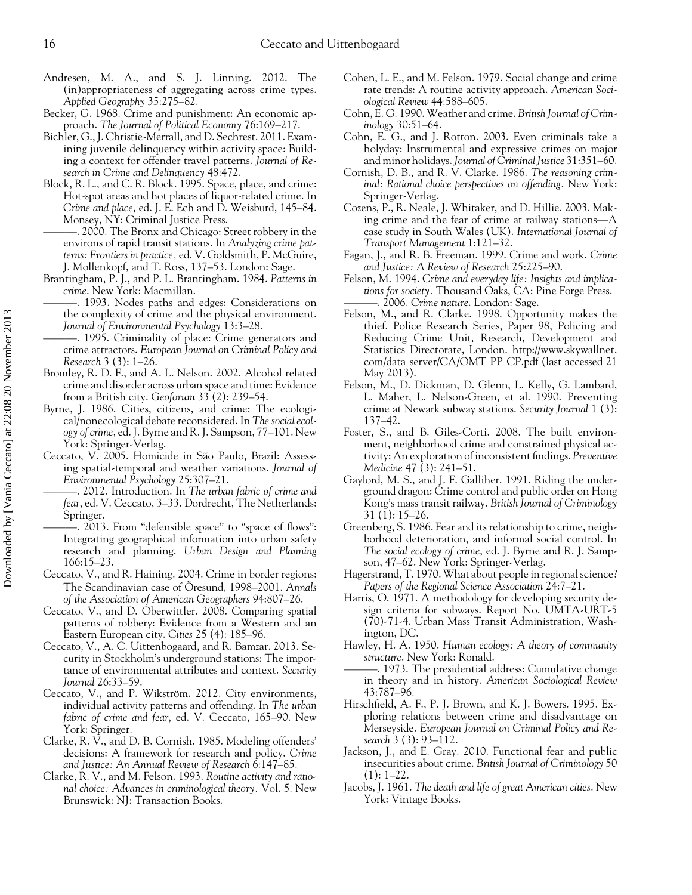Andresen, M. A., and S. J. Linning. 2012. The (in)appropriateness of aggregating across crime types. *Applied Geography* 35:275–82.

Becker, G. 1968. Crime and punishment: An economic approach. *The Journal of Political Economy* 76:169–217.

Bichler, G., J. Christie-Merrall, and D. Sechrest. 2011. Examining juvenile delinquency within activity space: Building a context for offender travel patterns. *Journal of Research in Crime and Delinquency* 48:472.

Block, R. L., and C. R. Block. 1995. Space, place, and crime: Hot-spot areas and hot places of liquor-related crime. In *Crime and place*, ed. J. E. Ech and D. Weisburd, 145–84. Monsey, NY: Criminal Justice Press.

———. 2000. The Bronx and Chicago: Street robbery in the environs of rapid transit stations. In *Analyzing crime patterns: Frontiers in practice*, ed. V. Goldsmith, P. McGuire, J. Mollenkopf, and T. Ross, 137–53. London: Sage.

Brantingham, P. J., and P. L. Brantingham. 1984. *Patterns in crime*. New York: Macmillan.

———. 1993. Nodes paths and edges: Considerations on the complexity of crime and the physical environment. *Journal of Environmental Psychology* 13:3–28.

———. 1995. Criminality of place: Crime generators and crime attractors. *European Journal on Criminal Policy and Research* 3 (3): 1–26.

Bromley, R. D. F., and A. L. Nelson. 2002. Alcohol related crime and disorder across urban space and time: Evidence from a British city. *Geoforum* 33 (2): 239–54.

Byrne, J. 1986. Cities, citizens, and crime: The ecological/nonecological debate reconsidered. In *The social ecology of crime*, ed. J. Byrne and R. J. Sampson, 77–101. New York: Springer-Verlag.

Ceccato, V. 2005. Homicide in São Paulo, Brazil: Assessing spatial-temporal and weather variations. *Journal of Environmental Psychology* 25:307–21.

———. 2012. Introduction. In *The urban fabric of crime and fear*, ed. V. Ceccato, 3–33. Dordrecht, The Netherlands: Springer.

———. 2013. From "defensible space" to "space of flows": Integrating geographical information into urban safety research and planning. *Urban Design and Planning* 166:15–23.

Ceccato, V., and R. Haining. 2004. Crime in border regions: The Scandinavian case of Öresund, 1998–2001. *Annals of the Association of American Geographers* 94:807–26.

Ceccato, V., and D. Oberwittler. 2008. Comparing spatial patterns of robbery: Evidence from a Western and an Eastern European city. *Cities* 25 (4): 185–96.

Ceccato, V., A. C. Uittenbogaard, and R. Bamzar. 2013. Security in Stockholm's underground stations: The importance of environmental attributes and context. *Security Journal* 26:33–59.

Ceccato, V., and P. Wikström. 2012. City environments, individual activity patterns and offending. In *The urban fabric of crime and fear*, ed. V. Ceccato, 165–90. New York: Springer.

Clarke, R. V., and D. B. Cornish. 1985. Modeling offenders' decisions: A framework for research and policy. *Crime and Justice: An Annual Review of Research* 6:147–85.

Clarke, R. V., and M. Felson. 1993. *Routine activity and rational choice: Advances in criminological theory*. Vol. 5. New Brunswick: NJ: Transaction Books.

Cohen, L. E., and M. Felson. 1979. Social change and crime rate trends: A routine activity approach. *American Sociological Review* 44:588–605.

Cohn, E. G. 1990. Weather and crime. *British Journal of Criminology* 30:51–64.

Cohn, E. G., and J. Rotton. 2003. Even criminals take a holyday: Instrumental and expressive crimes on major and minor holidays. *Journal of Criminal Justice* 31:351–60.

Cornish, D. B., and R. V. Clarke. 1986. *The reasoning criminal: Rational choice perspectives on offending*. New York: Springer-Verlag.

Cozens, P., R. Neale, J. Whitaker, and D. Hillie. 2003. Making crime and the fear of crime at railway stations—A case study in South Wales (UK). *International Journal of Transport Management* 1:121–32.

Fagan, J., and R. B. Freeman. 1999. Crime and work. *Crime and Justice: A Review of Research* 25:225–90.

Felson, M. 1994. *Crime and everyday life: Insights and implications for society*. Thousand Oaks, CA: Pine Forge Press.

———. 2006. *Crime nature*. London: Sage.

Felson, M., and R. Clarke. 1998. Opportunity makes the thief. Police Research Series, Paper 98, Policing and Reducing Crime Unit, Research, Development and Statistics Directorate, London. http://www.skywallnet.com/data_server/CA/OMT_PP_CP.pdf (last accessed 21 May 2013).

Felson, M., D. Dickman, D. Glenn, L. Kelly, G. Lambard, L. Maher, L. Nelson-Green, et al. 1990. Preventing crime at Newark subway stations. *Security Journal* 1 (3): 137–42.

Foster, S., and B. Giles-Corti. 2008. The built environment, neighborhood crime and constrained physical activity: An exploration of inconsistent findings. *Preventive Medicine* 47 (3): 241–51.

Gaylord, M. S., and J. F. Galliher. 1991. Riding the underground dragon: Crime control and public order on Hong Kong's mass transit railway. *British Journal of Criminology* 31 (1): 15–26.

Greenberg, S. 1986. Fear and its relationship to crime, neighborhood deterioration, and informal social control. In *The social ecology of crime*, ed. J. Byrne and R. J. Sampson, 47–62. New York: Springer-Verlag.

Hägerstrand, T. 1970. What about people in regional science? *Papers of the Regional Science Association* 24:7–21.

Harris, O. 1971. A methodology for developing security design criteria for subways. Report No. UMTA-URT-5 (70)-71-4. Urban Mass Transit Administration, Washington, DC.

Hawley, H. A. 1950. *Human ecology: A theory of community structure*. New York: Ronald.

———. 1973. The presidential address: Cumulative change in theory and in history. *American Sociological Review* 43:787–96.

Hirschfield, A. F., P. J. Brown, and K. J. Bowers. 1995. Exploring relations between crime and disadvantage on Merseyside. *European Journal on Criminal Policy and Research* 3 (3): 93–112.

Jackson, J., and E. Gray. 2010. Functional fear and public insecurities about crime. *British Journal of Criminology* 50 (1): 1–22.

Jacobs, J. 1961. *The death and life of great American cities*. New York: Vintage Books.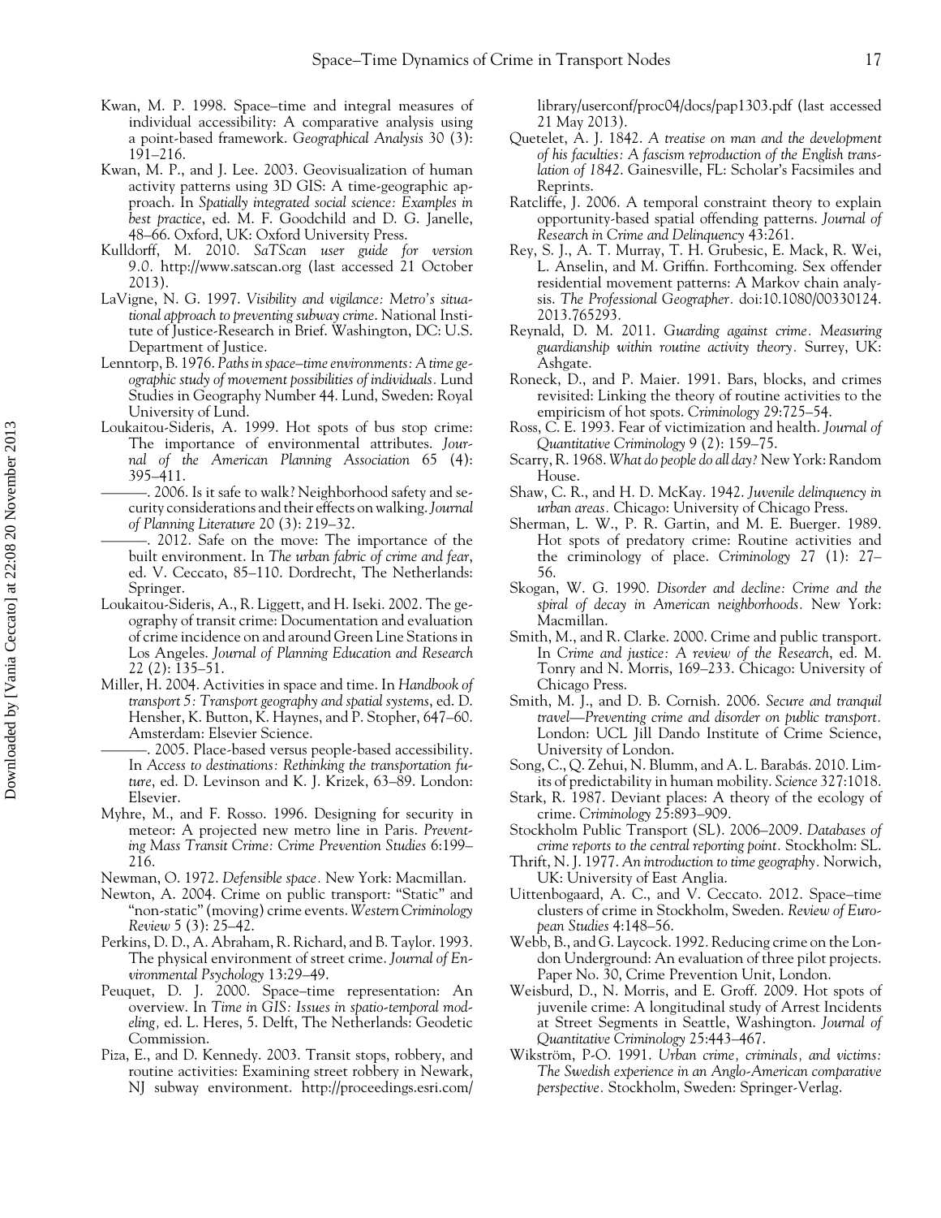Kwan, M. P. 1998. Space–time and integral measures of individual accessibility: A comparative analysis using a point-based framework. *Geographical Analysis* 30 (3): 191–216.

Kwan, M. P., and J. Lee. 2003. Geovisualization of human activity patterns using 3D GIS: A time-geographic approach. In *Spatially integrated social science: Examples in best practice*, ed. M. F. Goodchild and D. G. Janelle, 48–66. Oxford, UK: Oxford University Press.

Kulldorff, M. 2010. *SaTScan user guide for version 9.0*. http://www.satscan.org (last accessed 21 October 2013).

LaVigne, N. G. 1997. *Visibility and vigilance: Metro's situational approach to preventing subway crime*. National Institute of Justice-Research in Brief. Washington, DC: U.S. Department of Justice.

Lenntorp, B. 1976. *Paths in space–time environments: A time geographic study of movement possibilities of individuals*. Lund Studies in Geography Number 44. Lund, Sweden: Royal University of Lund.

Loukaitou-Sideris, A. 1999. Hot spots of bus stop crime: The importance of environmental attributes. *Journal of the American Planning Association* 65 (4): 395–411.

———. 2006. Is it safe to walk? Neighborhood safety and security considerations and their effects on walking. *Journal of Planning Literature* 20 (3): 219–32.

———. 2012. Safe on the move: The importance of the built environment. In *The urban fabric of crime and fear*, ed. V. Ceccato, 85–110. Dordrecht, The Netherlands: Springer.

Loukaitou-Sideris, A., R. Liggett, and H. Iseki. 2002. The geography of transit crime: Documentation and evaluation of crime incidence on and around Green Line Stations in Los Angeles. *Journal of Planning Education and Research* 22 (2): 135–51.

Miller, H. 2004. Activities in space and time. In *Handbook of transport 5: Transport geography and spatial systems*, ed. D. Hensher, K. Button, K. Haynes, and P. Stopher, 647–60. Amsterdam: Elsevier Science.

———. 2005. Place-based versus people-based accessibility. In *Access to destinations: Rethinking the transportation future*, ed. D. Levinson and K. J. Krizek, 63–89. London: Elsevier.

Myhre, M., and F. Rosso. 1996. Designing for security in meteor: A projected new metro line in Paris. *Preventing Mass Transit Crime: Crime Prevention Studies* 6:199–216.

Newman, O. 1972. *Defensible space*. New York: Macmillan.

Newton, A. 2004. Crime on public transport: "Static" and "non-static" (moving) crime events. *Western Criminology Review* 5 (3): 25–42.

Perkins, D. D., A. Abraham, R. Richard, and B. Taylor. 1993. The physical environment of street crime. *Journal of Environmental Psychology* 13:29–49.

Peuquet, D. J. 2000. Space–time representation: An overview. In *Time in GIS: Issues in spatio-temporal modeling*, ed. L. Heres, 5. Delft, The Netherlands: Geodetic Commission.

Piza, E., and D. Kennedy. 2003. Transit stops, robbery, and routine activities: Examining street robbery in Newark, NJ subway environment. http://proceedings.esri.com/library/userconf/proc04/docs/pap1303.pdf (last accessed 21 May 2013).

Quetelet, A. J. 1842. *A treatise on man and the development of his faculties: A fascism reproduction of the English translation of 1842*. Gainesville, FL: Scholar's Facsimiles and Reprints.

Ratcliffe, J. 2006. A temporal constraint theory to explain opportunity-based spatial offending patterns. *Journal of Research in Crime and Delinquency* 43:261.

Rey, S. J., A. T. Murray, T. H. Grubesic, E. Mack, R. Wei, L. Anselin, and M. Griffin. Forthcoming. Sex offender residential movement patterns: A Markov chain analysis. *The Professional Geographer*. doi:10.1080/00330124.2013.765293.

Reynald, D. M. 2011. *Guarding against crime. Measuring guardianship within routine activity theory*. Surrey, UK: Ashgate.

Roneck, D., and P. Maier. 1991. Bars, blocks, and crimes revisited: Linking the theory of routine activities to the empiricism of hot spots. *Criminology* 29:725–54.

Ross, C. E. 1993. Fear of victimization and health. *Journal of Quantitative Criminology* 9 (2): 159–75.

Scarry, R. 1968. *What do people do all day?* New York: Random House.

Shaw, C. R., and H. D. McKay. 1942. *Juvenile delinquency in urban areas*. Chicago: University of Chicago Press.

Sherman, L. W., P. R. Gartin, and M. E. Buerger. 1989. Hot spots of predatory crime: Routine activities and the criminology of place. *Criminology* 27 (1): 27–56.

Skogan, W. G. 1990. *Disorder and decline: Crime and the spiral of decay in American neighborhoods*. New York: Macmillan.

Smith, M., and R. Clarke. 2000. Crime and public transport. In *Crime and justice: A review of the Research*, ed. M. Tonry and N. Morris, 169–233. Chicago: University of Chicago Press.

Smith, M. J., and D. B. Cornish. 2006. *Secure and tranquil travel—Preventing crime and disorder on public transport*. London: UCL Jill Dando Institute of Crime Science, University of London.

Song, C., Q. Zehui, N. Blumm, and A. L. Barabás. 2010. Limits of predictability in human mobility. *Science* 327:1018.

Stark, R. 1987. Deviant places: A theory of the ecology of crime. *Criminology* 25:893–909.

Stockholm Public Transport (SL). 2006–2009. *Databases of crime reports to the central reporting point*. Stockholm: SL.

Thrift, N. J. 1977. *An introduction to time geography*. Norwich, UK: University of East Anglia.

Uittenbogaard, A. C., and V. Ceccato. 2012. Space–time clusters of crime in Stockholm, Sweden. *Review of European Studies* 4:148–56.

Webb, B., and G. Laycock. 1992. Reducing crime on the London Underground: An evaluation of three pilot projects. Paper No. 30, Crime Prevention Unit, London.

Weisburd, D., N. Morris, and E. Groff. 2009. Hot spots of juvenile crime: A longitudinal study of Arrest Incidents at Street Segments in Seattle, Washington. *Journal of Quantitative Criminology* 25:443–467.

Wikström, P-O. 1991. *Urban crime, criminals, and victims: The Swedish experience in an Anglo-American comparative perspective*. Stockholm, Sweden: Springer-Verlag.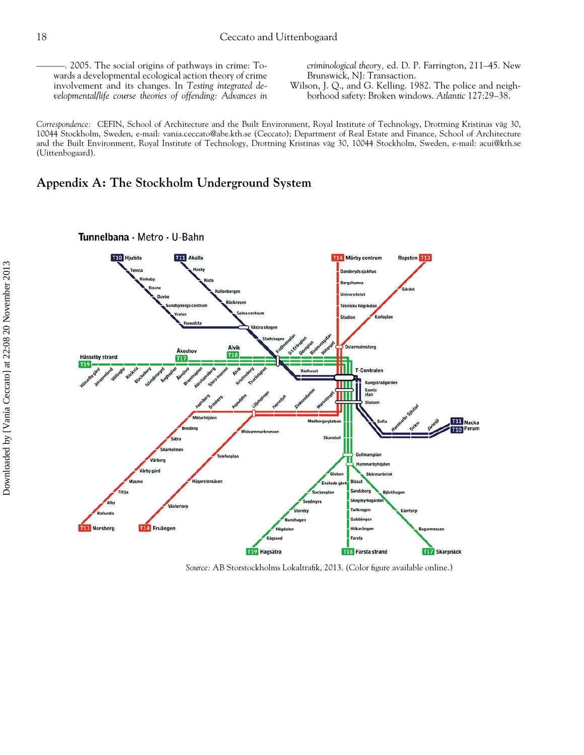———. 2005. The social origins of pathways in crime: Towards a developmental ecological action theory of crime involvement and its changes. In *Testing integrated developmental/life course theories of offending: Advances in criminological theory*, ed. D. P. Farrington, 211–45. New Brunswick, NJ: Transaction.

Wilson, J. Q., and G. Kelling. 1982. The police and neighborhood safety: Broken windows. *Atlantic* 127:29–38.

*Correspondence:* CEFIN, School of Architecture and the Built Environment, Royal Institute of Technology, Drottning Kristinas väg 30, 10044 Stockholm, Sweden, e-mail: vania.ceccato@abe.kth.se (Ceccato); Department of Real Estate and Finance, School of Architecture and the Built Environment, Royal Institute of Technology, Drottning Kristinas väg 30, 10044 Stockholm, Sweden, e-mail: acui@kth.se (Uittenbogaard).

## Appendix A: The Stockholm Underground System

*Source:* AB Storstockholms Lokaltrafik, 2013. (Color figure available online.)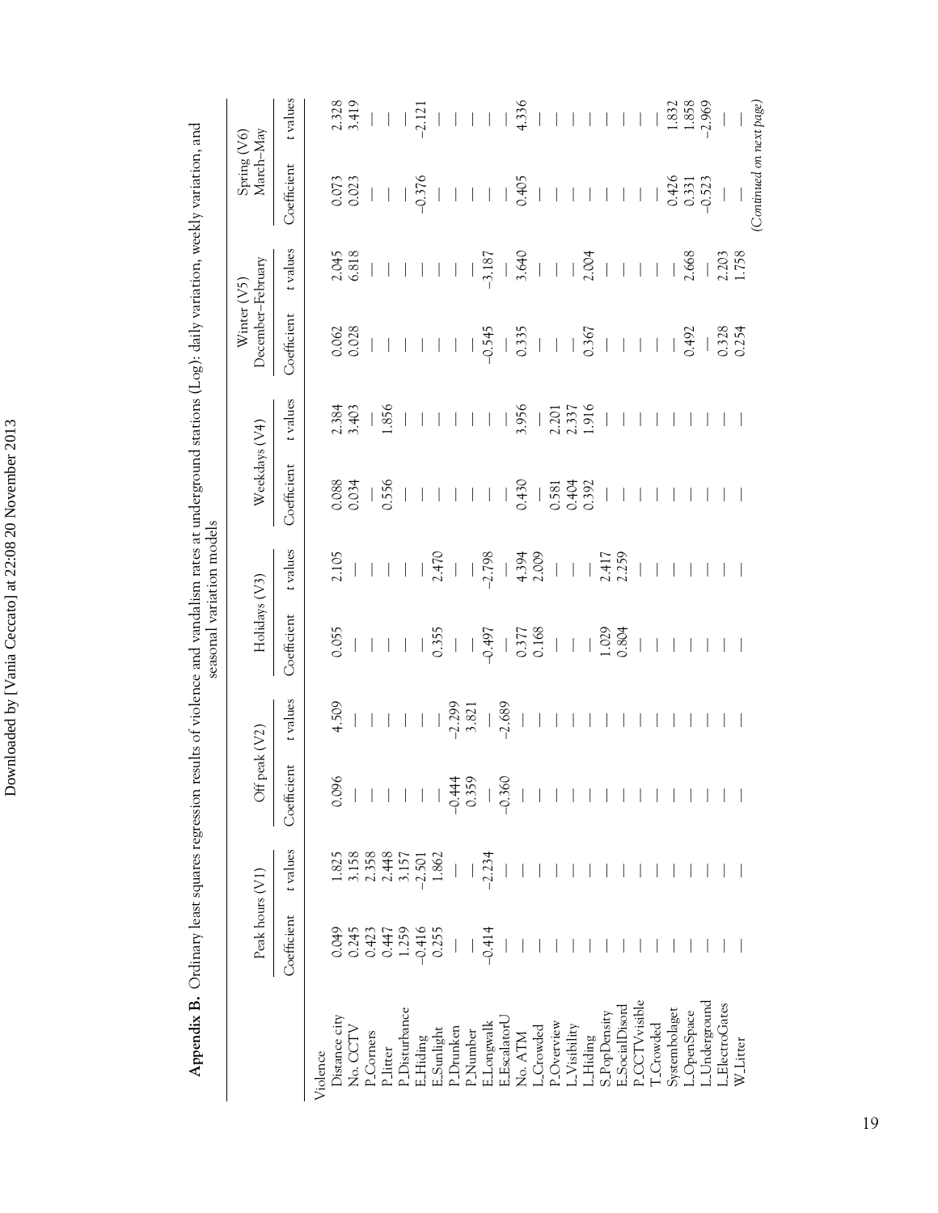**Appendix B.** Ordinary least squares regression results of violence and vandalism rates at underground stations (Log): daily variation, weekly variation, and seasonal variation models

| | Peak hours (V1) | | Off peak (V2) | | Holidays (V3) | | Weekdays (V4) | | Winter (V5) December–February | | Spring (V6) March–May | |
|---|---|---|---|---|---|---|---|---|---|---|---|---|
| | Coefficient | t values | Coefficient | t values | Coefficient | t values | Coefficient | t values | Coefficient | t values | Coefficient | t values |
| Violence | | | | | | | | | | | | |
| Distance city | 0.049 | 1.825 | 0.096 | 4.509 | 0.055 | 2.105 | 0.088 | 2.384 | 0.062 | 2.045 | 0.073 | 2.328 |
| No. CCTV | 0.245 | 3.158 | — | — | — | — | 0.034 | 3.403 | 0.028 | 6.818 | 0.023 | 3.419 |
| P.Corners | 0.423 | 2.358 | — | — | — | — | — | — | — | — | — | — |
| P.litter | 0.447 | 2.448 | — | — | — | — | 0.556 | 1.856 | — | — | — | — |
| P.Disturbance | 1.259 | 3.157 | — | — | — | — | — | — | — | — | — | — |
| E.Hiding | −0.416 | −2.501 | — | — | — | — | — | — | — | — | −0.376 | −2.121 |
| E.Sunlight | 0.255 | 1.862 | — | — | 0.355 | 2.470 | — | — | — | — | — | — |
| P.Drunken | — | — | −0.444 | −2.299 | — | — | — | — | — | — | — | — |
| P.Number | — | — | 0.359 | 3.821 | — | — | — | — | — | — | — | — |
| E.Longwalk | −0.414 | −2.234 | — | — | −0.497 | −2.798 | — | — | −0.545 | −3.187 | — | — |
| E.EscalatorU | — | — | −0.360 | −2.689 | — | — | — | — | — | — | — | — |
| No. ATM | — | — | — | — | 0.377 | 4.394 | 0.430 | 3.956 | 0.335 | 3.640 | 0.405 | 4.336 |
| L.Crowded | — | — | — | — | 0.168 | 2.009 | — | — | — | — | — | — |
| P.Overview | — | — | — | — | — | — | 0.581 | 2.201 | — | — | — | — |
| L.Visibility | — | — | — | — | — | — | 0.404 | 2.337 | — | — | — | — |
| L.Hiding | — | — | — | — | — | — | 0.392 | 1.916 | 0.367 | 2.004 | — | — |
| S.PopDensity | — | — | — | — | 1.029 | 2.417 | — | — | — | — | — | — |
| E.SocialDisord | — | — | — | — | 0.804 | 2.259 | — | — | — | — | — | — |
| P.CCTVvisible | — | — | — | — | — | — | — | — | — | — | — | — |
| T.Crowded | — | — | — | — | — | — | — | — | — | — | — | — |
| Systembolaget | — | — | — | — | — | — | — | — | — | — | 0.426 | 1.832 |
| L.OpenSpace | — | — | — | — | — | — | — | — | 0.492 | 2.668 | 0.331 | 1.858 |
| L.Underground | — | — | — | — | — | — | — | — | — | — | −0.523 | −2.969 |
| L.ElectroGates | — | — | — | — | — | — | — | — | 0.328 | 2.203 | — | — |
| W.Litter | — | — | — | — | — | — | — | — | 0.254 | 1.758 | — | — |

*(Continued on next page)*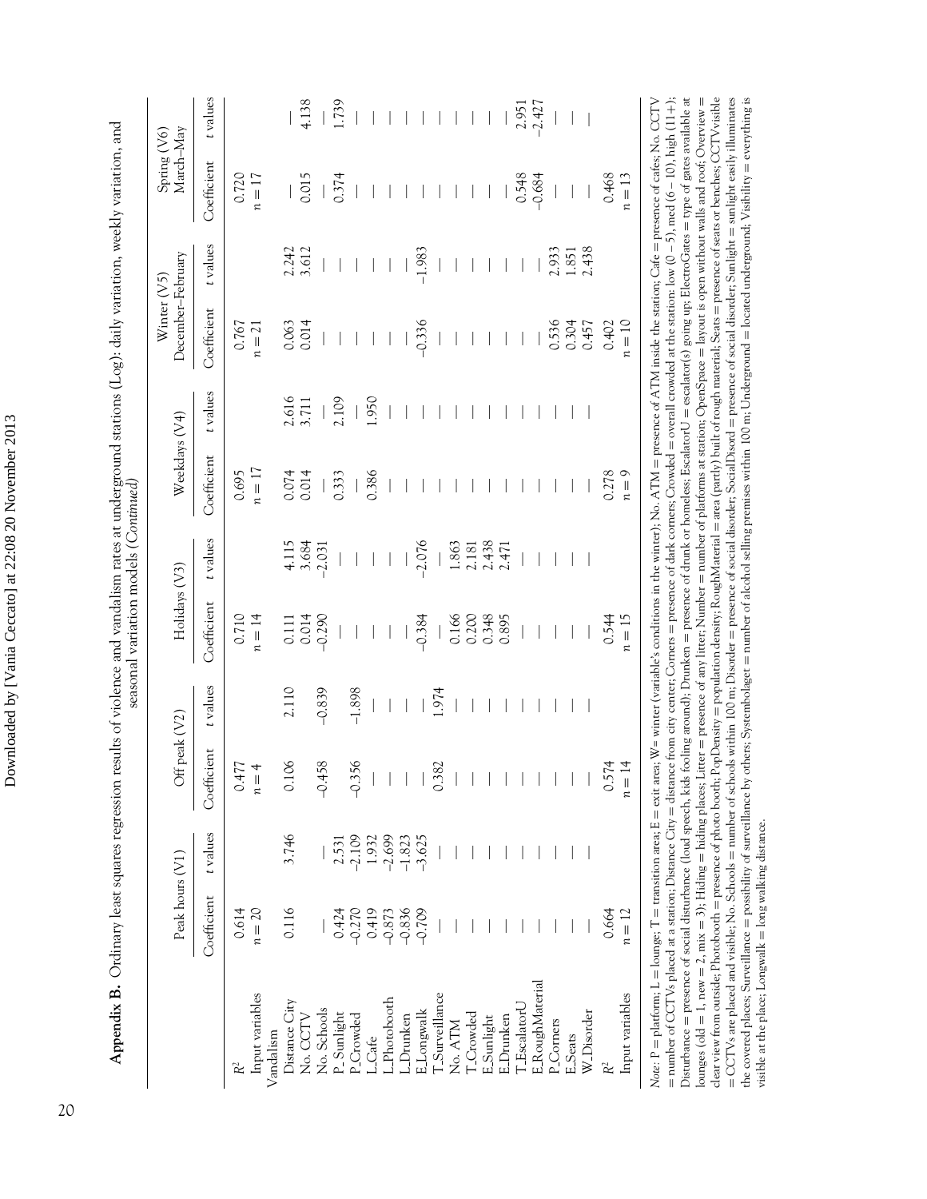**Appendix B.** Ordinary least squares regression results of violence and vandalism rates at underground stations (Log): daily variation, weekly variation, and seasonal variation models (*Continued*)

| | Peak hours (V1) | | Off peak (V2) | | Holidays (V3) | | Weekdays (V4) | | Winter (V5) December–February | | Spring (V6) March–May | |
|---|---|---|---|---|---|---|---|---|---|---|---|---|
| | Coefficient | t values | Coefficient | t values | Coefficient | t values | Coefficient | t values | Coefficient | t values | Coefficient | t values |
| $R^2$ | 0.614 | | 0.477 | | 0.710 | | 0.695 | | 0.767 | | 0.720 | |
| Input variables | n = 20 | | n = 4 | | n = 14 | | n = 17 | | n = 21 | | n = 17 | |
| Vandalism | | | | | | | | | | | | |
| Distance City | 0.116 | 3.746 | 0.106 | 2.110 | 0.111 | 4.115 | 0.074 | 2.616 | 0.063 | 2.242 | — | — |
| No. CCTV | — | — | — | — | 0.014 | 3.684 | 0.014 | 3.711 | 0.014 | 3.612 | 0.015 | 4.138 |
| No. Schools | — | — | −0.458 | −0.839 | −0.290 | −2.031 | — | — | — | — | — | — |
| P_Sunlight | 0.424 | 2.531 | — | — | — | — | 0.333 | 2.109 | — | — | 0.374 | 1.739 |
| P_Crowded | −0.270 | −2.109 | −0.356 | −1.898 | — | — | — | — | — | — | — | — |
| L_Cafe | 0.419 | 1.932 | — | — | — | — | 0.386 | 1.950 | — | — | — | — |
| L_Photobooth | −0.873 | −2.699 | — | — | — | — | — | — | — | — | — | — |
| L_Drunken | −0.836 | −1.823 | — | — | — | — | — | — | — | — | — | — |
| E_Longwalk | −0.709 | −3.625 | — | — | −0.384 | −2.076 | — | — | −0.336 | −1.983 | — | — |
| T_Surveillance | — | — | 0.382 | 1.974 | — | — | — | — | — | — | — | — |
| No. ATM | — | — | — | — | 0.166 | 1.863 | — | — | — | — | — | — |
| T_Crowded | — | — | — | — | 0.200 | 2.181 | — | — | — | — | — | — |
| E_Sunlight | — | — | — | — | 0.348 | 2.438 | — | — | — | — | — | — |
| E_Drunken | — | — | — | — | 0.895 | 2.471 | — | — | — | — | — | — |
| T_EscalatorU | — | — | — | — | — | — | — | — | — | — | 0.548 | 2.951 |
| E_RoughMaterial | — | — | — | — | — | — | — | — | — | — | −0.684 | −2.427 |
| P_Corners | — | — | — | — | — | — | — | — | 0.536 | 2.933 | — | — |
| E_Seats | — | — | — | — | — | — | — | — | 0.304 | 1.851 | — | — |
| W_Disorder | — | — | — | — | — | — | — | — | 0.457 | 2.438 | — | — |
| $R^2$ | 0.664 | | 0.574 | | 0.544 | | 0.278 | | 0.402 | | 0.468 | |
| Input variables | n = 12 | | n = 14 | | n = 15 | | n = 9 | | n = 10 | | n = 13 | |

*Note*: P = platform; L = lounge; T = transition area; E = exit area; W= winter (variable's conditions in the winter); No. ATM = presence of ATM inside the station; Cafe = presence of cafes; No. CCTV = number of CCTVs placed at a station; Distance City = distance from city center; Corners = presence of dark corners; Crowded = overall crowded at the station: low (0 – 5), med (6 – 10), high (11+); Disturbance = presence of social disturbance (loud speech, kids fooling around); Drunken = presence of drunk or homeless; EscalatorU = escalator(s) going up; ElectroGates = type of gates available at lounges (old = 1, new = 2, mix = 3); Hiding = hiding places; Litter = presence of any litter; Number = number of platforms at station; OpenSpace = layout is open without walls and roof; Overview = clear view from outside; Photobooth = presence of photo booth; PopDensity = population density; RoughMaterial = area (partly) built of rough material; Seats = presence of seats or benches; CCTVvisible = CCTVs are placed and visible; No. Schools = number of schools within 100 m; Disorder = presence of social disorder; SocialDisord = presence of social disorder; Sunlight = sunlight easily illuminates the covered places; Surveillance = possibility of surveillance by others; Systembolaget = number of alcohol selling premises within 100 m; Underground = located underground; Visibility = everything is visible at the place; Longwalk = long walking distance.